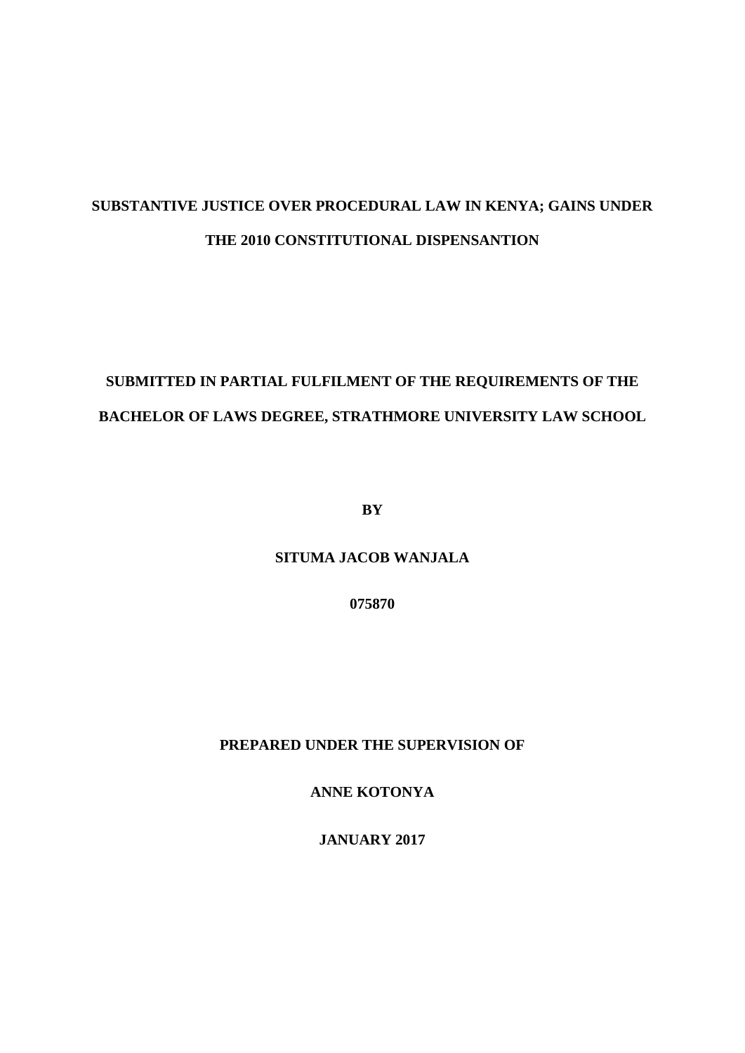**SUBSTANTIVE JUSTICE OVER PROCEDURAL LAW IN KENYA; GAINS UNDER THE 2010 CONSTITUTIONAL DISPENSANTION**

**SUBMITTED IN PARTIAL FULFILMENT OF THE REQUIREMENTS OF THE BACHELOR OF LAWS DEGREE, STRATHMORE UNIVERSITY LAW SCHOOL**

**BY**

**SITUMA JACOB WANJALA**

**075870**

**PREPARED UNDER THE SUPERVISION OF**

**ANNE KOTONYA**

**JANUARY 2017**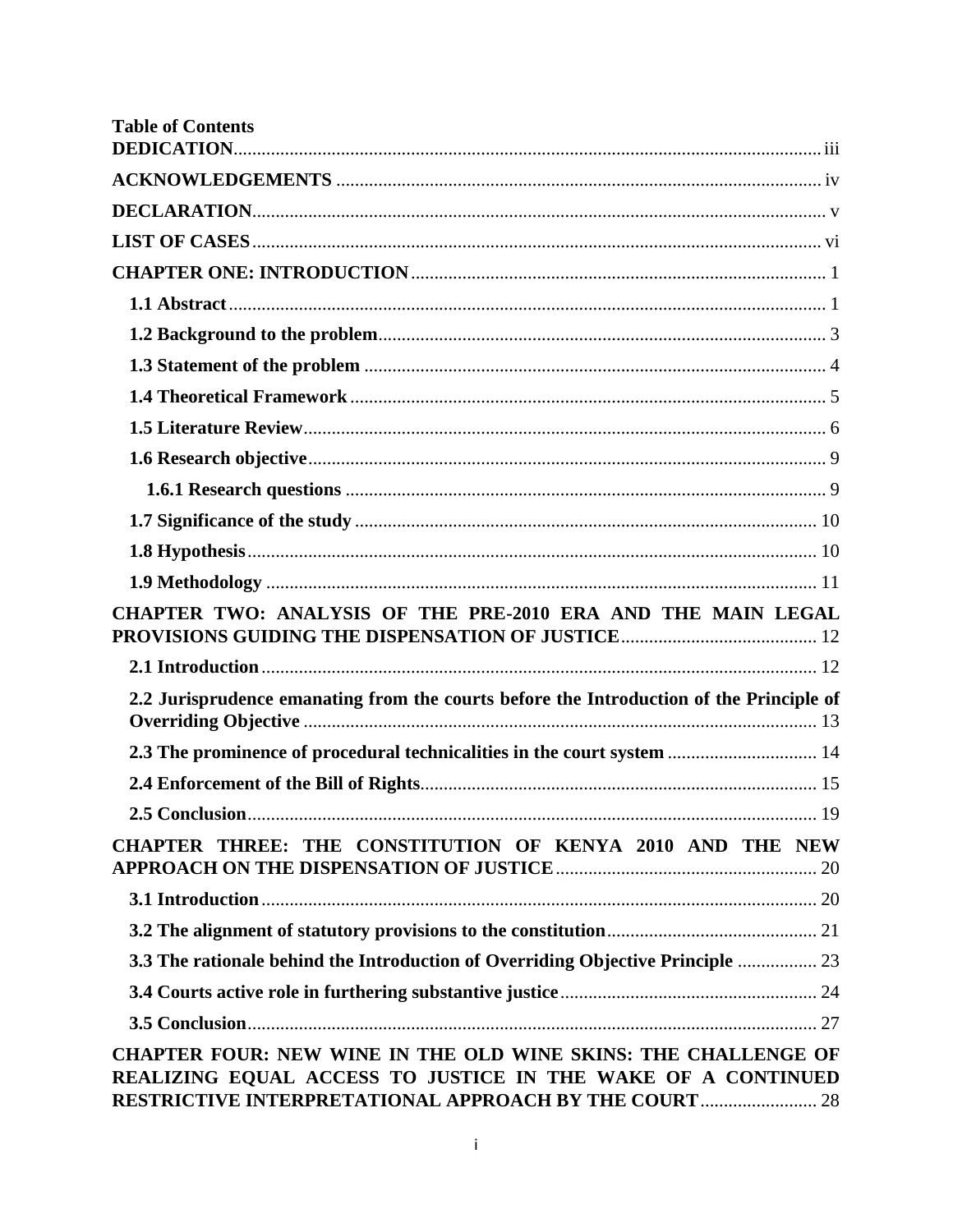**Table of Contents**

**DEDICATION**........ iii

**ACKNOWLEDGEMENTS**........ iv

**DECLARATION**........ v

**LIST OF CASES**........ vi

**CHAPTER ONE: INTRODUCTION**........ 1

- **1.1 Abstract**........ 1
- **1.2 Background to the problem**........ 3
- **1.3 Statement of the problem**........ 4
- **1.4 Theoretical Framework**........ 5
- **1.5 Literature Review**........ 6
- **1.6 Research objective**........ 9
  - **1.6.1 Research questions**........ 9
- **1.7 Significance of the study**........ 10
- **1.8 Hypothesis**........ 10
- **1.9 Methodology**........ 11

**CHAPTER TWO: ANALYSIS OF THE PRE-2010 ERA AND THE MAIN LEGAL PROVISIONS GUIDING THE DISPENSATION OF JUSTICE**........ 12

- **2.1 Introduction**........ 12
- **2.2 Jurisprudence emanating from the courts before the Introduction of the Principle of Overriding Objective**........ 13
- **2.3 The prominence of procedural technicalities in the court system**........ 14
- **2.4 Enforcement of the Bill of Rights**........ 15
- **2.5 Conclusion**........ 19

**CHAPTER THREE: THE CONSTITUTION OF KENYA 2010 AND THE NEW APPROACH ON THE DISPENSATION OF JUSTICE**........ 20

- **3.1 Introduction**........ 20
- **3.2 The alignment of statutory provisions to the constitution**........ 21
- **3.3 The rationale behind the Introduction of Overriding Objective Principle**........ 23
- **3.4 Courts active role in furthering substantive justice**........ 24
- **3.5 Conclusion**........ 27

**CHAPTER FOUR: NEW WINE IN THE OLD WINE SKINS: THE CHALLENGE OF REALIZING EQUAL ACCESS TO JUSTICE IN THE WAKE OF A CONTINUED RESTRICTIVE INTERPRETATIONAL APPROACH BY THE COURT**........ 28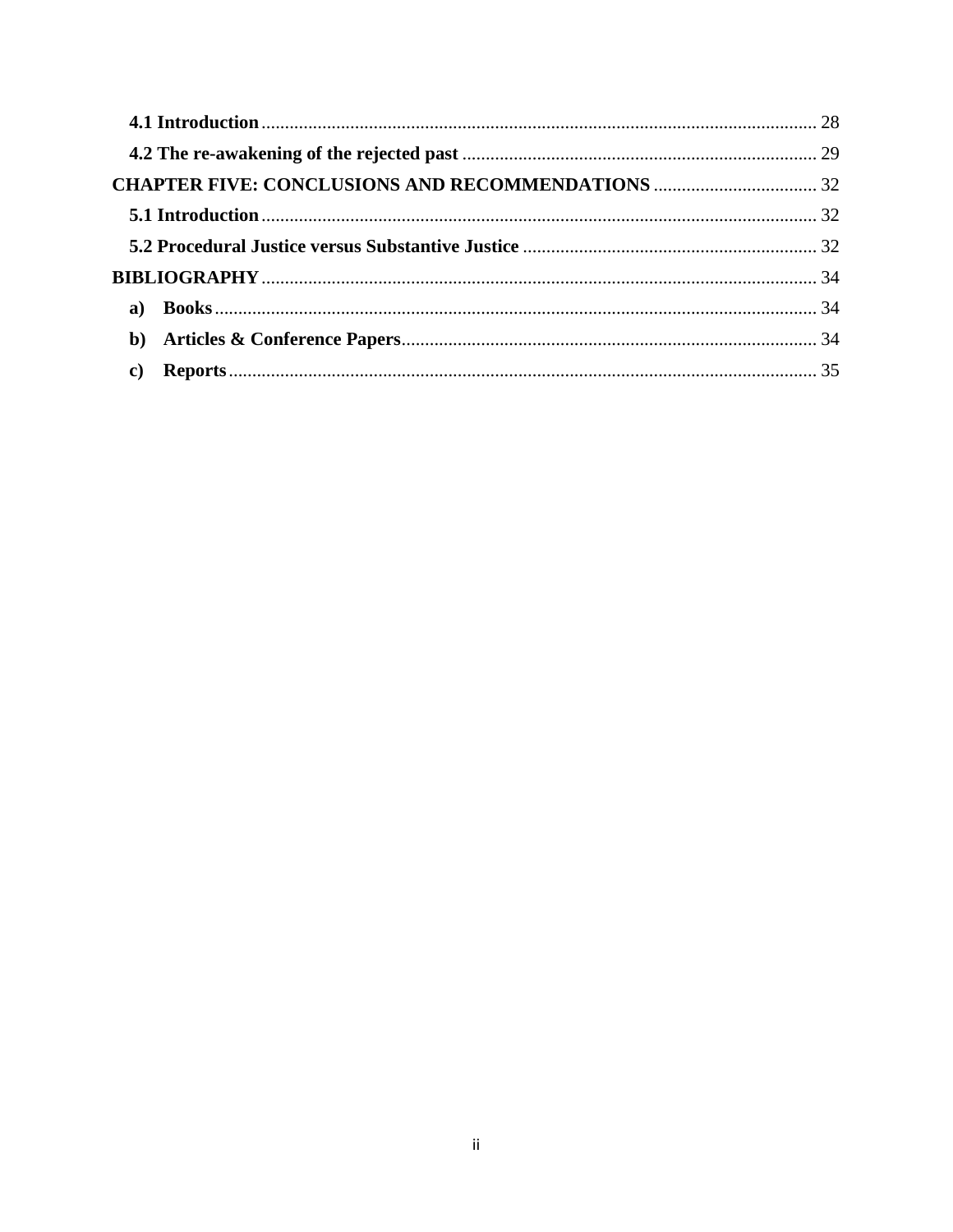**4.1 Introduction** ........................................................................................................................ 28

**4.2 The re-awakening of the rejected past** ............................................................................ 29

**CHAPTER FIVE: CONCLUSIONS AND RECOMMENDATIONS** ................................... 32

**5.1 Introduction** ........................................................................................................................ 32

**5.2 Procedural Justice versus Substantive Justice** ............................................................... 32

**BIBLIOGRAPHY** ........................................................................................................................ 34

**a) Books** ........................................................................................................................ 34

**b) Articles & Conference Papers** ........................................................................................ 34

**c) Reports** ........................................................................................................................ 35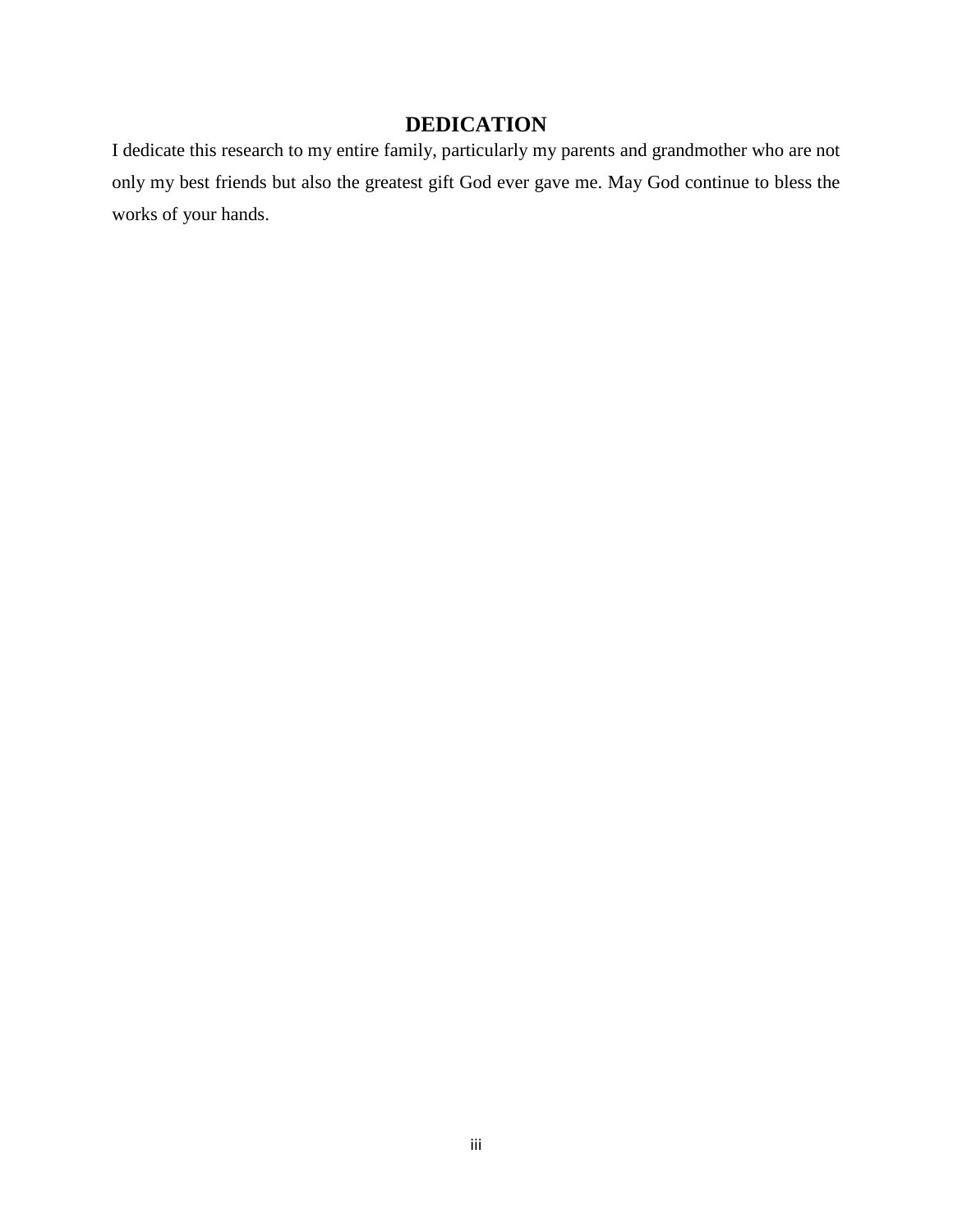# DEDICATION

I dedicate this research to my entire family, particularly my parents and grandmother who are not only my best friends but also the greatest gift God ever gave me. May God continue to bless the works of your hands.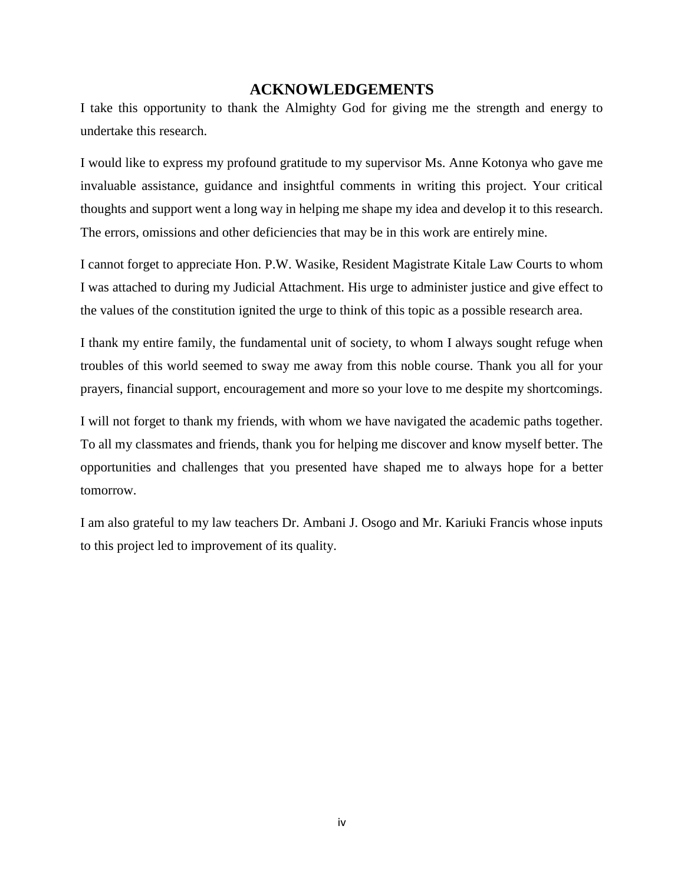# ACKNOWLEDGEMENTS

I take this opportunity to thank the Almighty God for giving me the strength and energy to undertake this research.

I would like to express my profound gratitude to my supervisor Ms. Anne Kotonya who gave me invaluable assistance, guidance and insightful comments in writing this project. Your critical thoughts and support went a long way in helping me shape my idea and develop it to this research. The errors, omissions and other deficiencies that may be in this work are entirely mine.

I cannot forget to appreciate Hon. P.W. Wasike, Resident Magistrate Kitale Law Courts to whom I was attached to during my Judicial Attachment. His urge to administer justice and give effect to the values of the constitution ignited the urge to think of this topic as a possible research area.

I thank my entire family, the fundamental unit of society, to whom I always sought refuge when troubles of this world seemed to sway me away from this noble course. Thank you all for your prayers, financial support, encouragement and more so your love to me despite my shortcomings.

I will not forget to thank my friends, with whom we have navigated the academic paths together. To all my classmates and friends, thank you for helping me discover and know myself better. The opportunities and challenges that you presented have shaped me to always hope for a better tomorrow.

I am also grateful to my law teachers Dr. Ambani J. Osogo and Mr. Kariuki Francis whose inputs to this project led to improvement of its quality.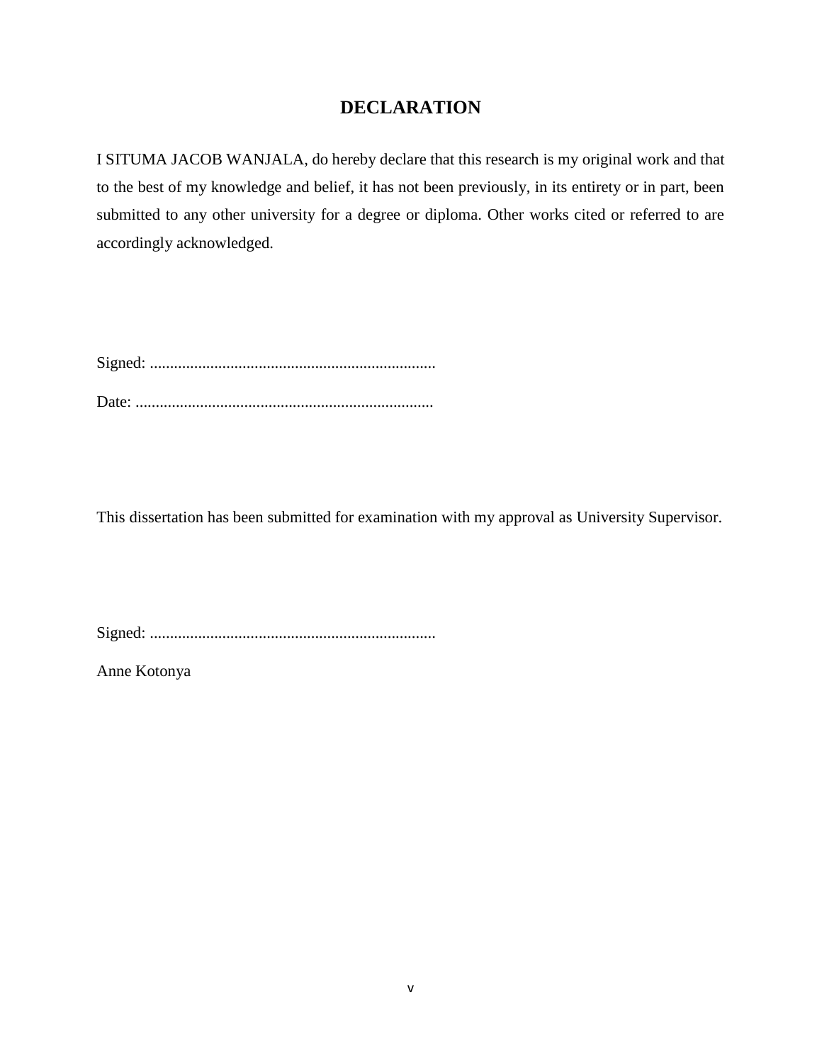# DECLARATION

I SITUMA JACOB WANJALA, do hereby declare that this research is my original work and that to the best of my knowledge and belief, it has not been previously, in its entirety or in part, been submitted to any other university for a degree or diploma. Other works cited or referred to are accordingly acknowledged.

Signed: .......................................................................

Date: ..........................................................................

This dissertation has been submitted for examination with my approval as University Supervisor.

Signed: .......................................................................

Anne Kotonya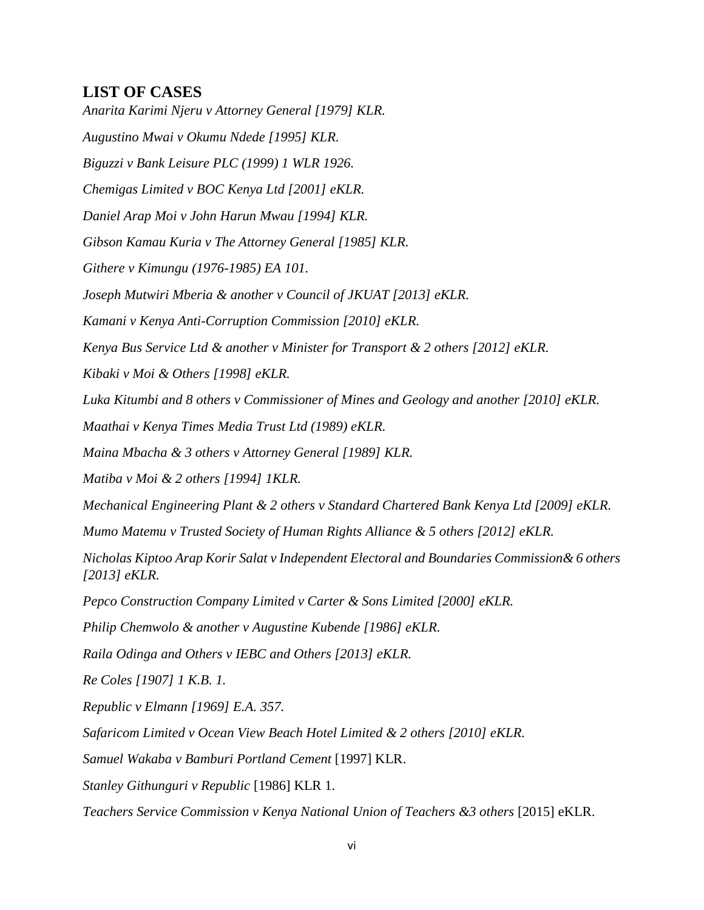## LIST OF CASES

*Anarita Karimi Njeru v Attorney General [1979] KLR.*

*Augustino Mwai v Okumu Ndede [1995] KLR.*

*Biguzzi v Bank Leisure PLC (1999) 1 WLR 1926.*

*Chemigas Limited v BOC Kenya Ltd [2001] eKLR.*

*Daniel Arap Moi v John Harun Mwau [1994] KLR.*

*Gibson Kamau Kuria v The Attorney General [1985] KLR.*

*Githere v Kimungu (1976-1985) EA 101.*

*Joseph Mutwiri Mberia & another v Council of JKUAT [2013] eKLR.*

*Kamani v Kenya Anti-Corruption Commission [2010] eKLR.*

*Kenya Bus Service Ltd & another v Minister for Transport & 2 others [2012] eKLR.*

*Kibaki v Moi & Others [1998] eKLR.*

*Luka Kitumbi and 8 others v Commissioner of Mines and Geology and another [2010] eKLR.*

*Maathai v Kenya Times Media Trust Ltd (1989) eKLR.*

*Maina Mbacha & 3 others v Attorney General [1989] KLR.*

*Matiba v Moi & 2 others [1994] 1KLR.*

*Mechanical Engineering Plant & 2 others v Standard Chartered Bank Kenya Ltd [2009] eKLR.*

*Mumo Matemu v Trusted Society of Human Rights Alliance & 5 others [2012] eKLR.*

*Nicholas Kiptoo Arap Korir Salat v Independent Electoral and Boundaries Commission& 6 others [2013] eKLR.*

*Pepco Construction Company Limited v Carter & Sons Limited [2000] eKLR.*

*Philip Chemwolo & another v Augustine Kubende [1986] eKLR.*

*Raila Odinga and Others v IEBC and Others [2013] eKLR.*

*Re Coles [1907] 1 K.B. 1.*

*Republic v Elmann [1969] E.A. 357.*

*Safaricom Limited v Ocean View Beach Hotel Limited & 2 others [2010] eKLR.*

*Samuel Wakaba v Bamburi Portland Cement* [1997] KLR.

*Stanley Githunguri v Republic* [1986] KLR 1.

*Teachers Service Commission v Kenya National Union of Teachers &3 others* [2015] eKLR.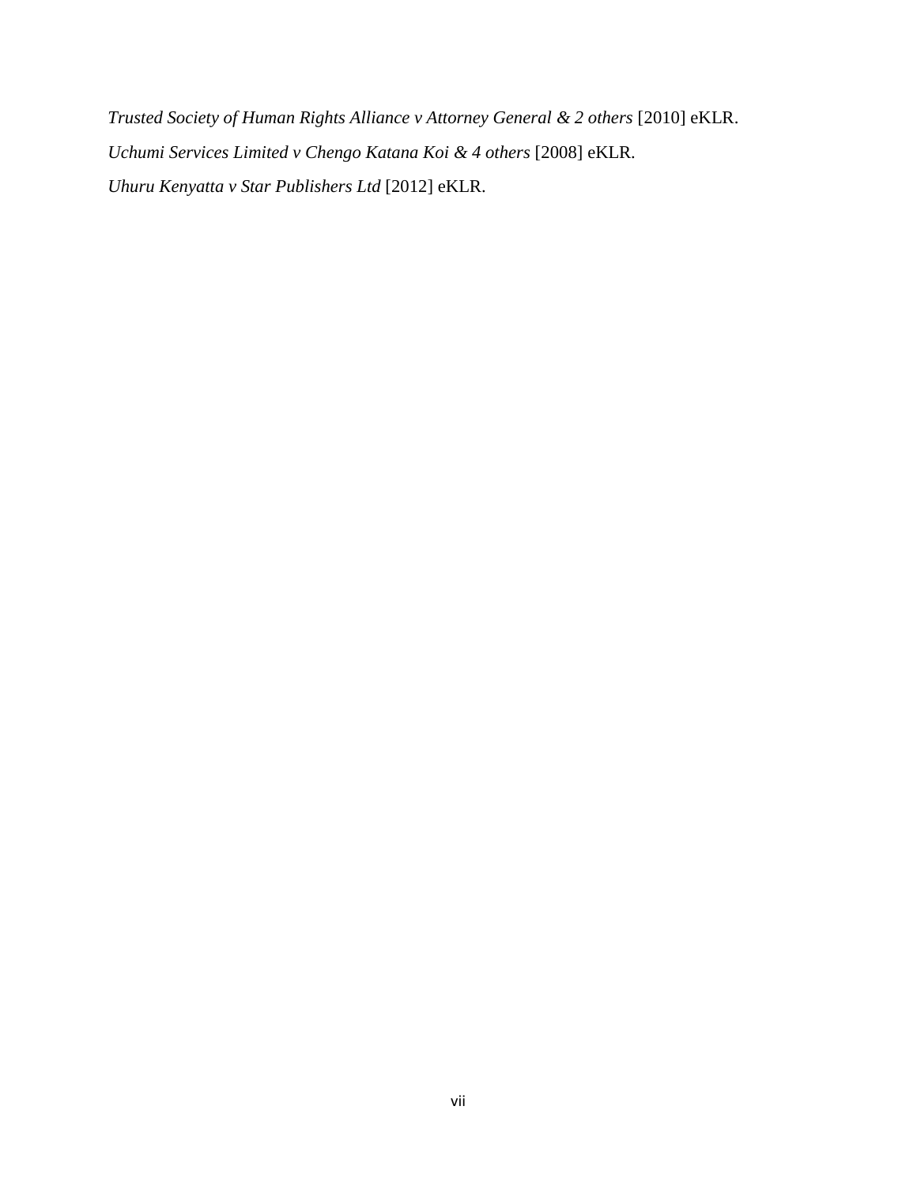*Trusted Society of Human Rights Alliance v Attorney General & 2 others* [2010] eKLR.

*Uchumi Services Limited v Chengo Katana Koi & 4 others* [2008] eKLR.

*Uhuru Kenyatta v Star Publishers Ltd* [2012] eKLR.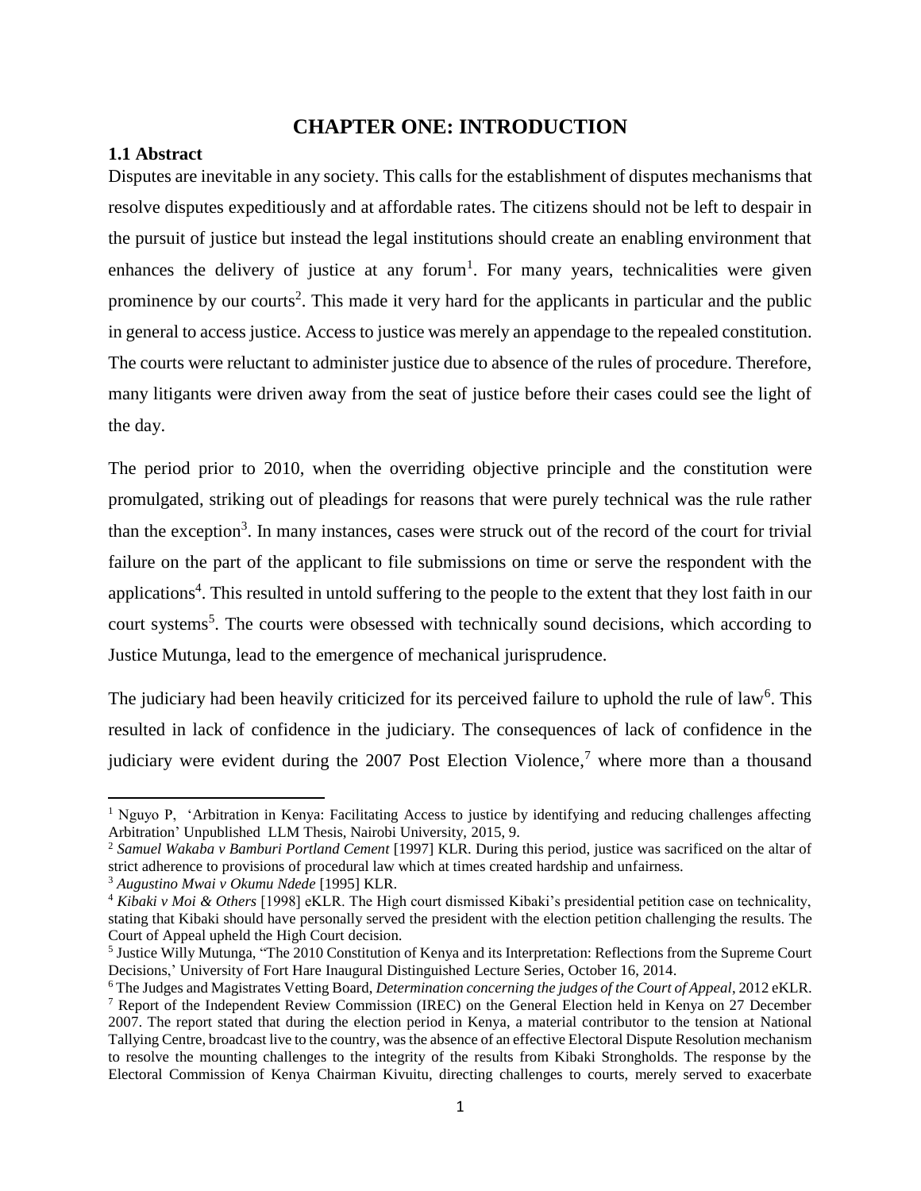# CHAPTER ONE: INTRODUCTION

## 1.1 Abstract

Disputes are inevitable in any society. This calls for the establishment of disputes mechanisms that resolve disputes expeditiously and at affordable rates. The citizens should not be left to despair in the pursuit of justice but instead the legal institutions should create an enabling environment that enhances the delivery of justice at any forum[1]. For many years, technicalities were given prominence by our courts[2]. This made it very hard for the applicants in particular and the public in general to access justice. Access to justice was merely an appendage to the repealed constitution. The courts were reluctant to administer justice due to absence of the rules of procedure. Therefore, many litigants were driven away from the seat of justice before their cases could see the light of the day.

The period prior to 2010, when the overriding objective principle and the constitution were promulgated, striking out of pleadings for reasons that were purely technical was the rule rather than the exception[3]. In many instances, cases were struck out of the record of the court for trivial failure on the part of the applicant to file submissions on time or serve the respondent with the applications[4]. This resulted in untold suffering to the people to the extent that they lost faith in our court systems[5]. The courts were obsessed with technically sound decisions, which according to Justice Mutunga, lead to the emergence of mechanical jurisprudence.

The judiciary had been heavily criticized for its perceived failure to uphold the rule of law[6]. This resulted in lack of confidence in the judiciary. The consequences of lack of confidence in the judiciary were evident during the 2007 Post Election Violence,[7] where more than a thousand

---

[1] Nguyo P, 'Arbitration in Kenya: Facilitating Access to justice by identifying and reducing challenges affecting Arbitration' Unpublished LLM Thesis, Nairobi University, 2015, 9.

[2] *Samuel Wakaba v Bamburi Portland Cement* [1997] KLR. During this period, justice was sacrificed on the altar of strict adherence to provisions of procedural law which at times created hardship and unfairness.

[3] *Augustino Mwai v Okumu Ndede* [1995] KLR.

[4] *Kibaki v Moi & Others* [1998] eKLR. The High court dismissed Kibaki's presidential petition case on technicality, stating that Kibaki should have personally served the president with the election petition challenging the results. The Court of Appeal upheld the High Court decision.

[5] Justice Willy Mutunga, "The 2010 Constitution of Kenya and its Interpretation: Reflections from the Supreme Court Decisions,' University of Fort Hare Inaugural Distinguished Lecture Series, October 16, 2014.

[6] The Judges and Magistrates Vetting Board, *Determination concerning the judges of the Court of Appeal*, 2012 eKLR.

[7] Report of the Independent Review Commission (IREC) on the General Election held in Kenya on 27 December 2007. The report stated that during the election period in Kenya, a material contributor to the tension at National Tallying Centre, broadcast live to the country, was the absence of an effective Electoral Dispute Resolution mechanism to resolve the mounting challenges to the integrity of the results from Kibaki Strongholds. The response by the Electoral Commission of Kenya Chairman Kivuitu, directing challenges to courts, merely served to exacerbate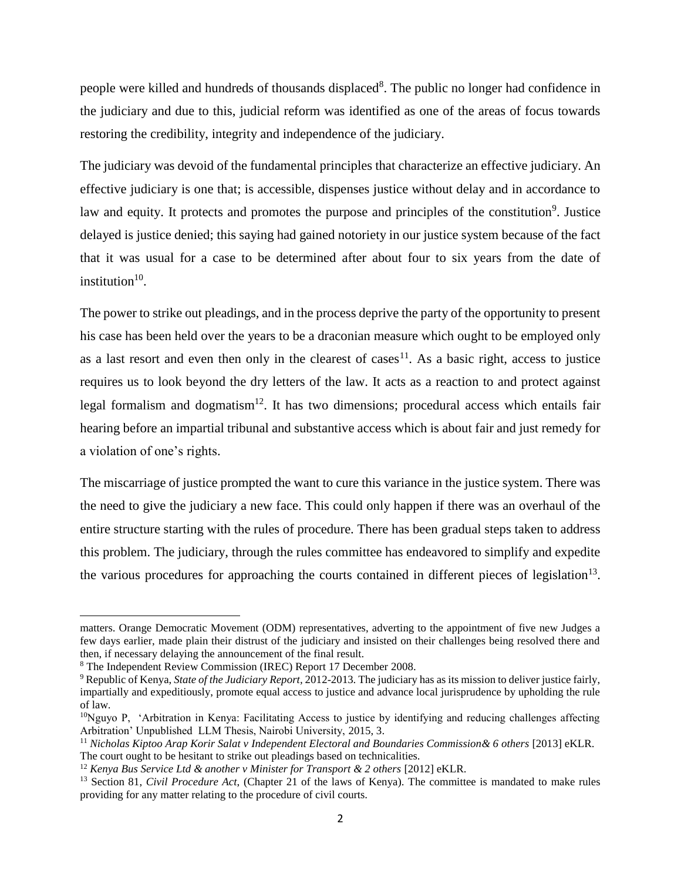people were killed and hundreds of thousands displaced[8]. The public no longer had confidence in the judiciary and due to this, judicial reform was identified as one of the areas of focus towards restoring the credibility, integrity and independence of the judiciary.

The judiciary was devoid of the fundamental principles that characterize an effective judiciary. An effective judiciary is one that; is accessible, dispenses justice without delay and in accordance to law and equity. It protects and promotes the purpose and principles of the constitution[9]. Justice delayed is justice denied; this saying had gained notoriety in our justice system because of the fact that it was usual for a case to be determined after about four to six years from the date of institution[10].

The power to strike out pleadings, and in the process deprive the party of the opportunity to present his case has been held over the years to be a draconian measure which ought to be employed only as a last resort and even then only in the clearest of cases[11]. As a basic right, access to justice requires us to look beyond the dry letters of the law. It acts as a reaction to and protect against legal formalism and dogmatism[12]. It has two dimensions; procedural access which entails fair hearing before an impartial tribunal and substantive access which is about fair and just remedy for a violation of one's rights.

The miscarriage of justice prompted the want to cure this variance in the justice system. There was the need to give the judiciary a new face. This could only happen if there was an overhaul of the entire structure starting with the rules of procedure. There has been gradual steps taken to address this problem. The judiciary, through the rules committee has endeavored to simplify and expedite the various procedures for approaching the courts contained in different pieces of legislation[13].

---

matters. Orange Democratic Movement (ODM) representatives, adverting to the appointment of five new Judges a few days earlier, made plain their distrust of the judiciary and insisted on their challenges being resolved there and then, if necessary delaying the announcement of the final result.

[8] The Independent Review Commission (IREC) Report 17 December 2008.

[9] Republic of Kenya, *State of the Judiciary Report*, 2012-2013. The judiciary has as its mission to deliver justice fairly, impartially and expeditiously, promote equal access to justice and advance local jurisprudence by upholding the rule of law.

[10] Nguyo P, 'Arbitration in Kenya: Facilitating Access to justice by identifying and reducing challenges affecting Arbitration' Unpublished LLM Thesis, Nairobi University, 2015, 3.

[11] *Nicholas Kiptoo Arap Korir Salat v Independent Electoral and Boundaries Commission& 6 others* [2013] eKLR. The court ought to be hesitant to strike out pleadings based on technicalities.

[12] *Kenya Bus Service Ltd & another v Minister for Transport & 2 others* [2012] eKLR.

[13] Section 81, *Civil Procedure Act*, (Chapter 21 of the laws of Kenya). The committee is mandated to make rules providing for any matter relating to the procedure of civil courts.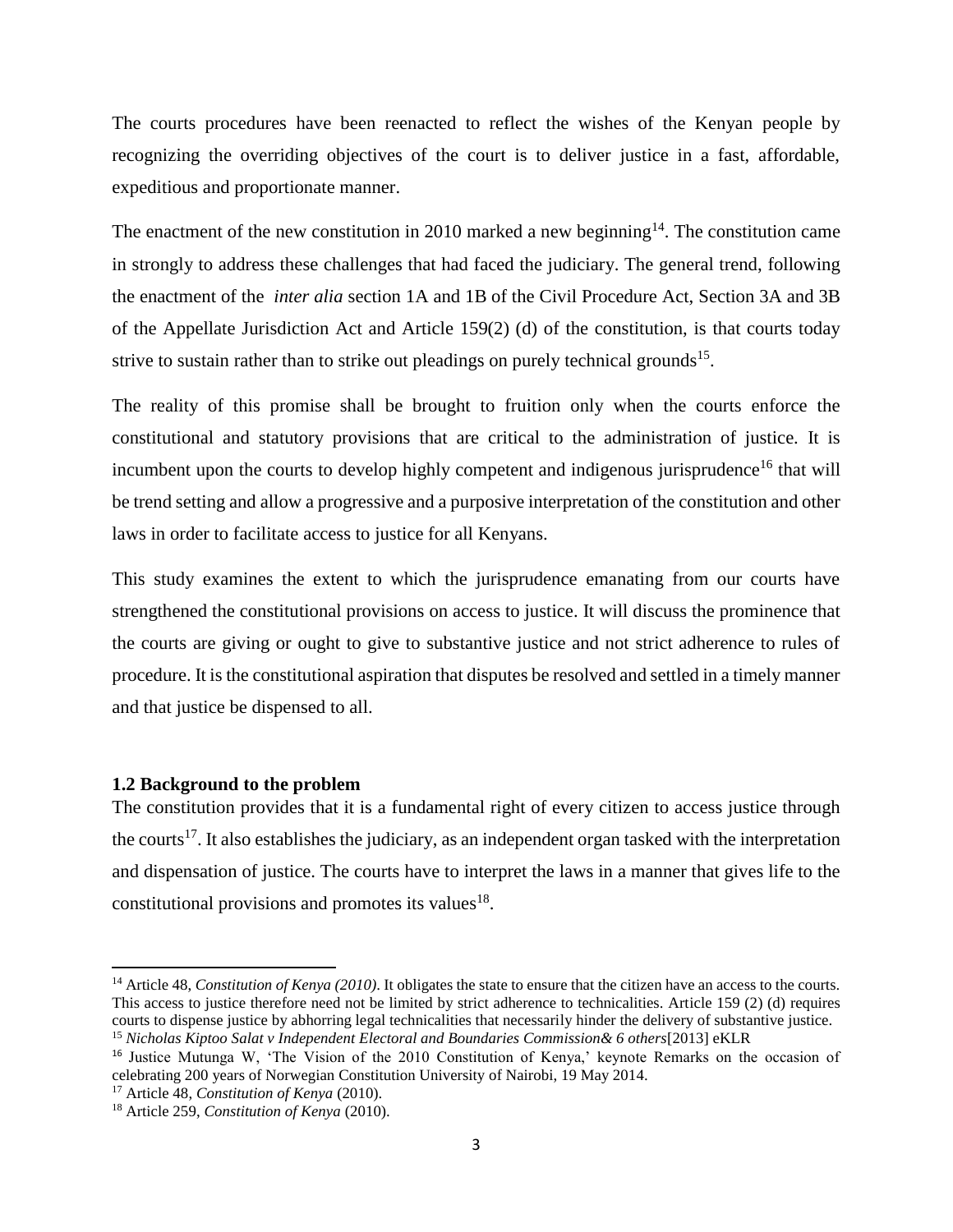The courts procedures have been reenacted to reflect the wishes of the Kenyan people by recognizing the overriding objectives of the court is to deliver justice in a fast, affordable, expeditious and proportionate manner.

The enactment of the new constitution in 2010 marked a new beginning[14]. The constitution came in strongly to address these challenges that had faced the judiciary. The general trend, following the enactment of the *inter alia* section 1A and 1B of the Civil Procedure Act, Section 3A and 3B of the Appellate Jurisdiction Act and Article 159(2) (d) of the constitution, is that courts today strive to sustain rather than to strike out pleadings on purely technical grounds[15].

The reality of this promise shall be brought to fruition only when the courts enforce the constitutional and statutory provisions that are critical to the administration of justice. It is incumbent upon the courts to develop highly competent and indigenous jurisprudence[16] that will be trend setting and allow a progressive and a purposive interpretation of the constitution and other laws in order to facilitate access to justice for all Kenyans.

This study examines the extent to which the jurisprudence emanating from our courts have strengthened the constitutional provisions on access to justice. It will discuss the prominence that the courts are giving or ought to give to substantive justice and not strict adherence to rules of procedure. It is the constitutional aspiration that disputes be resolved and settled in a timely manner and that justice be dispensed to all.

### 1.2 Background to the problem

The constitution provides that it is a fundamental right of every citizen to access justice through the courts[17]. It also establishes the judiciary, as an independent organ tasked with the interpretation and dispensation of justice. The courts have to interpret the laws in a manner that gives life to the constitutional provisions and promotes its values[18].

---

[14] Article 48, *Constitution of Kenya (2010)*. It obligates the state to ensure that the citizen have an access to the courts. This access to justice therefore need not be limited by strict adherence to technicalities. Article 159 (2) (d) requires courts to dispense justice by abhorring legal technicalities that necessarily hinder the delivery of substantive justice.

[15] *Nicholas Kiptoo Salat v Independent Electoral and Boundaries Commission& 6 others*[2013] eKLR

[16] Justice Mutunga W, 'The Vision of the 2010 Constitution of Kenya,' keynote Remarks on the occasion of celebrating 200 years of Norwegian Constitution University of Nairobi, 19 May 2014.

[17] Article 48, *Constitution of Kenya* (2010).

[18] Article 259, *Constitution of Kenya* (2010).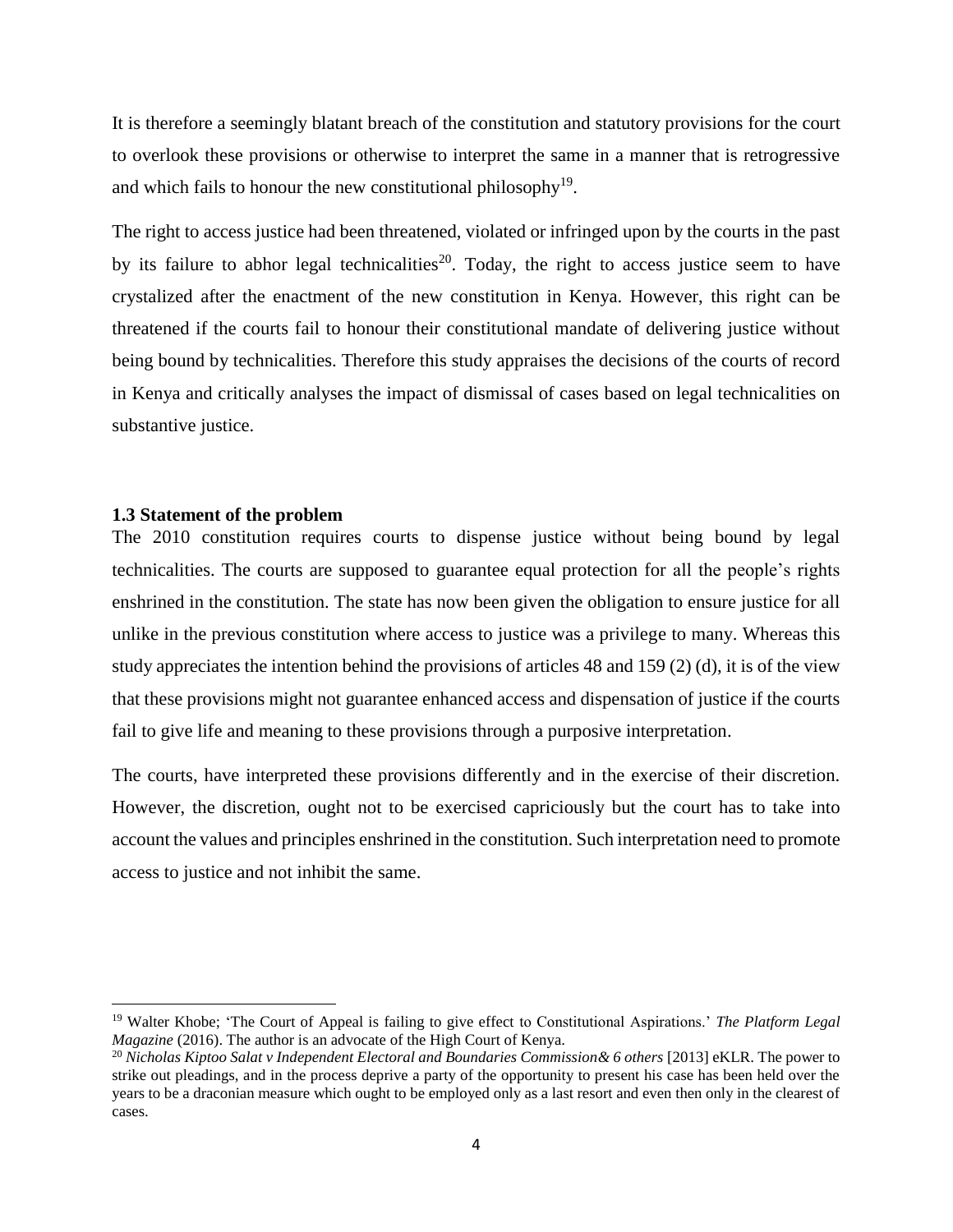It is therefore a seemingly blatant breach of the constitution and statutory provisions for the court to overlook these provisions or otherwise to interpret the same in a manner that is retrogressive and which fails to honour the new constitutional philosophy[19].

The right to access justice had been threatened, violated or infringed upon by the courts in the past by its failure to abhor legal technicalities[20]. Today, the right to access justice seem to have crystalized after the enactment of the new constitution in Kenya. However, this right can be threatened if the courts fail to honour their constitutional mandate of delivering justice without being bound by technicalities. Therefore this study appraises the decisions of the courts of record in Kenya and critically analyses the impact of dismissal of cases based on legal technicalities on substantive justice.

### 1.3 Statement of the problem

The 2010 constitution requires courts to dispense justice without being bound by legal technicalities. The courts are supposed to guarantee equal protection for all the people's rights enshrined in the constitution. The state has now been given the obligation to ensure justice for all unlike in the previous constitution where access to justice was a privilege to many. Whereas this study appreciates the intention behind the provisions of articles 48 and 159 (2) (d), it is of the view that these provisions might not guarantee enhanced access and dispensation of justice if the courts fail to give life and meaning to these provisions through a purposive interpretation.

The courts, have interpreted these provisions differently and in the exercise of their discretion. However, the discretion, ought not to be exercised capriciously but the court has to take into account the values and principles enshrined in the constitution. Such interpretation need to promote access to justice and not inhibit the same.

---

[19] Walter Khobe; 'The Court of Appeal is failing to give effect to Constitutional Aspirations.' *The Platform Legal Magazine* (2016). The author is an advocate of the High Court of Kenya.

[20] *Nicholas Kiptoo Salat v Independent Electoral and Boundaries Commission& 6 others* [2013] eKLR. The power to strike out pleadings, and in the process deprive a party of the opportunity to present his case has been held over the years to be a draconian measure which ought to be employed only as a last resort and even then only in the clearest of cases.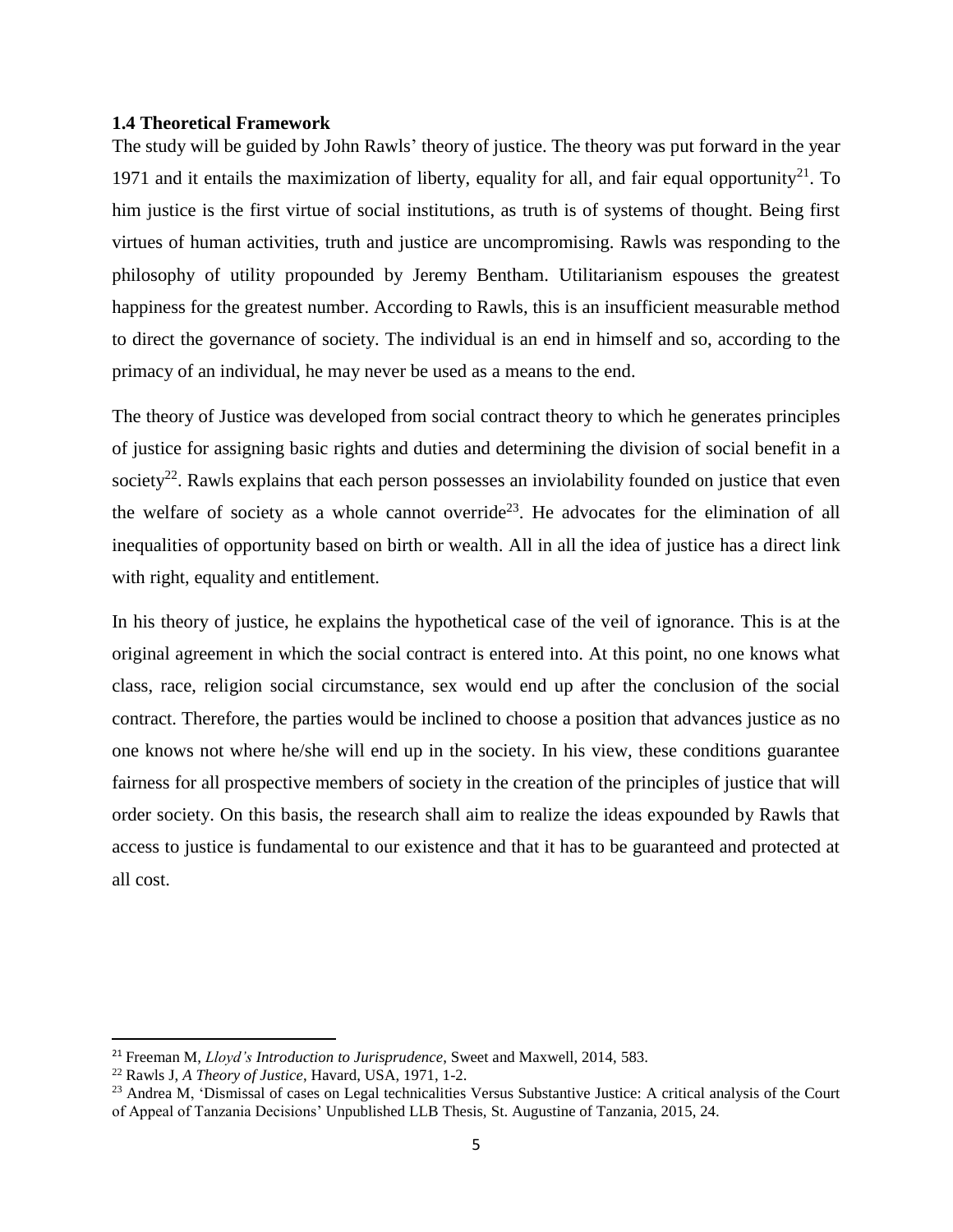### 1.4 Theoretical Framework

The study will be guided by John Rawls' theory of justice. The theory was put forward in the year 1971 and it entails the maximization of liberty, equality for all, and fair equal opportunity[21]. To him justice is the first virtue of social institutions, as truth is of systems of thought. Being first virtues of human activities, truth and justice are uncompromising. Rawls was responding to the philosophy of utility propounded by Jeremy Bentham. Utilitarianism espouses the greatest happiness for the greatest number. According to Rawls, this is an insufficient measurable method to direct the governance of society. The individual is an end in himself and so, according to the primacy of an individual, he may never be used as a means to the end.

The theory of Justice was developed from social contract theory to which he generates principles of justice for assigning basic rights and duties and determining the division of social benefit in a society[22]. Rawls explains that each person possesses an inviolability founded on justice that even the welfare of society as a whole cannot override[23]. He advocates for the elimination of all inequalities of opportunity based on birth or wealth. All in all the idea of justice has a direct link with right, equality and entitlement.

In his theory of justice, he explains the hypothetical case of the veil of ignorance. This is at the original agreement in which the social contract is entered into. At this point, no one knows what class, race, religion social circumstance, sex would end up after the conclusion of the social contract. Therefore, the parties would be inclined to choose a position that advances justice as no one knows not where he/she will end up in the society. In his view, these conditions guarantee fairness for all prospective members of society in the creation of the principles of justice that will order society. On this basis, the research shall aim to realize the ideas expounded by Rawls that access to justice is fundamental to our existence and that it has to be guaranteed and protected at all cost.

---

[21] Freeman M, *Lloyd's Introduction to Jurisprudence*, Sweet and Maxwell, 2014, 583.

[22] Rawls J, *A Theory of Justice*, Havard, USA, 1971, 1-2.

[23] Andrea M, 'Dismissal of cases on Legal technicalities Versus Substantive Justice: A critical analysis of the Court of Appeal of Tanzania Decisions' Unpublished LLB Thesis, St. Augustine of Tanzania, 2015, 24.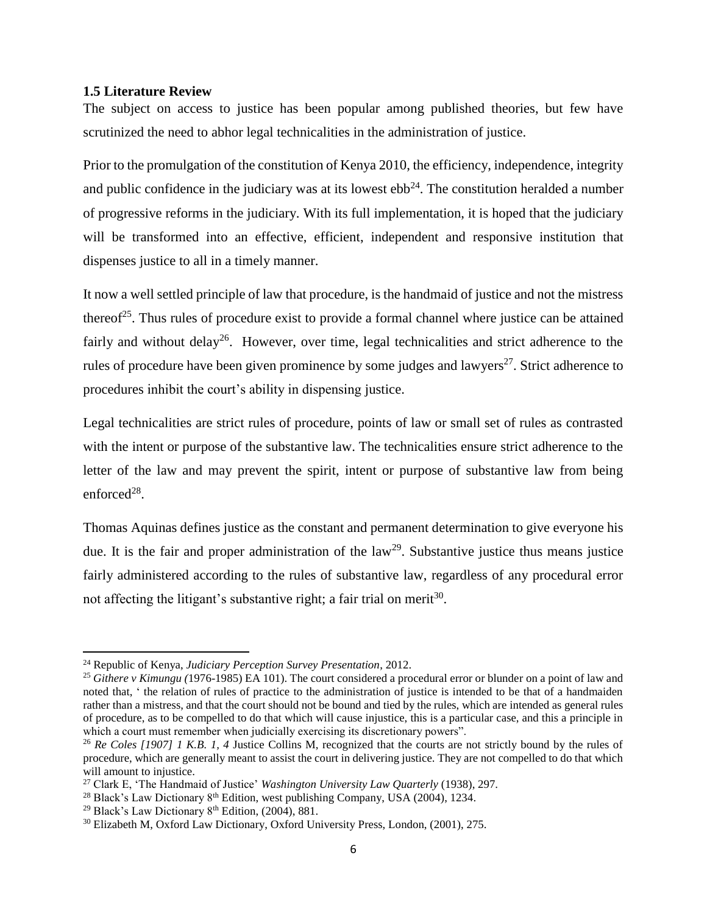### 1.5 Literature Review

The subject on access to justice has been popular among published theories, but few have scrutinized the need to abhor legal technicalities in the administration of justice.

Prior to the promulgation of the constitution of Kenya 2010, the efficiency, independence, integrity and public confidence in the judiciary was at its lowest ebb[24]. The constitution heralded a number of progressive reforms in the judiciary. With its full implementation, it is hoped that the judiciary will be transformed into an effective, efficient, independent and responsive institution that dispenses justice to all in a timely manner.

It now a well settled principle of law that procedure, is the handmaid of justice and not the mistress thereof[25]. Thus rules of procedure exist to provide a formal channel where justice can be attained fairly and without delay[26]. However, over time, legal technicalities and strict adherence to the rules of procedure have been given prominence by some judges and lawyers[27]. Strict adherence to procedures inhibit the court's ability in dispensing justice.

Legal technicalities are strict rules of procedure, points of law or small set of rules as contrasted with the intent or purpose of the substantive law. The technicalities ensure strict adherence to the letter of the law and may prevent the spirit, intent or purpose of substantive law from being enforced[28].

Thomas Aquinas defines justice as the constant and permanent determination to give everyone his due. It is the fair and proper administration of the law[29]. Substantive justice thus means justice fairly administered according to the rules of substantive law, regardless of any procedural error not affecting the litigant's substantive right; a fair trial on merit[30].

---

[24] Republic of Kenya, *Judiciary Perception Survey Presentation*, 2012.

[25] *Githere v Kimungu (*1976-1985) EA 101). The court considered a procedural error or blunder on a point of law and noted that, ' the relation of rules of practice to the administration of justice is intended to be that of a handmaiden rather than a mistress, and that the court should not be bound and tied by the rules, which are intended as general rules of procedure, as to be compelled to do that which will cause injustice, this is a particular case, and this a principle in which a court must remember when judicially exercising its discretionary powers".

[26] *Re Coles [1907] 1 K.B. 1, 4* Justice Collins M, recognized that the courts are not strictly bound by the rules of procedure, which are generally meant to assist the court in delivering justice. They are not compelled to do that which will amount to injustice.

[27] Clark E, 'The Handmaid of Justice' *Washington University Law Quarterly* (1938), 297.

[28] Black's Law Dictionary 8th Edition, west publishing Company, USA (2004), 1234.

[29] Black's Law Dictionary 8th Edition, (2004), 881.

[30] Elizabeth M, Oxford Law Dictionary, Oxford University Press, London, (2001), 275.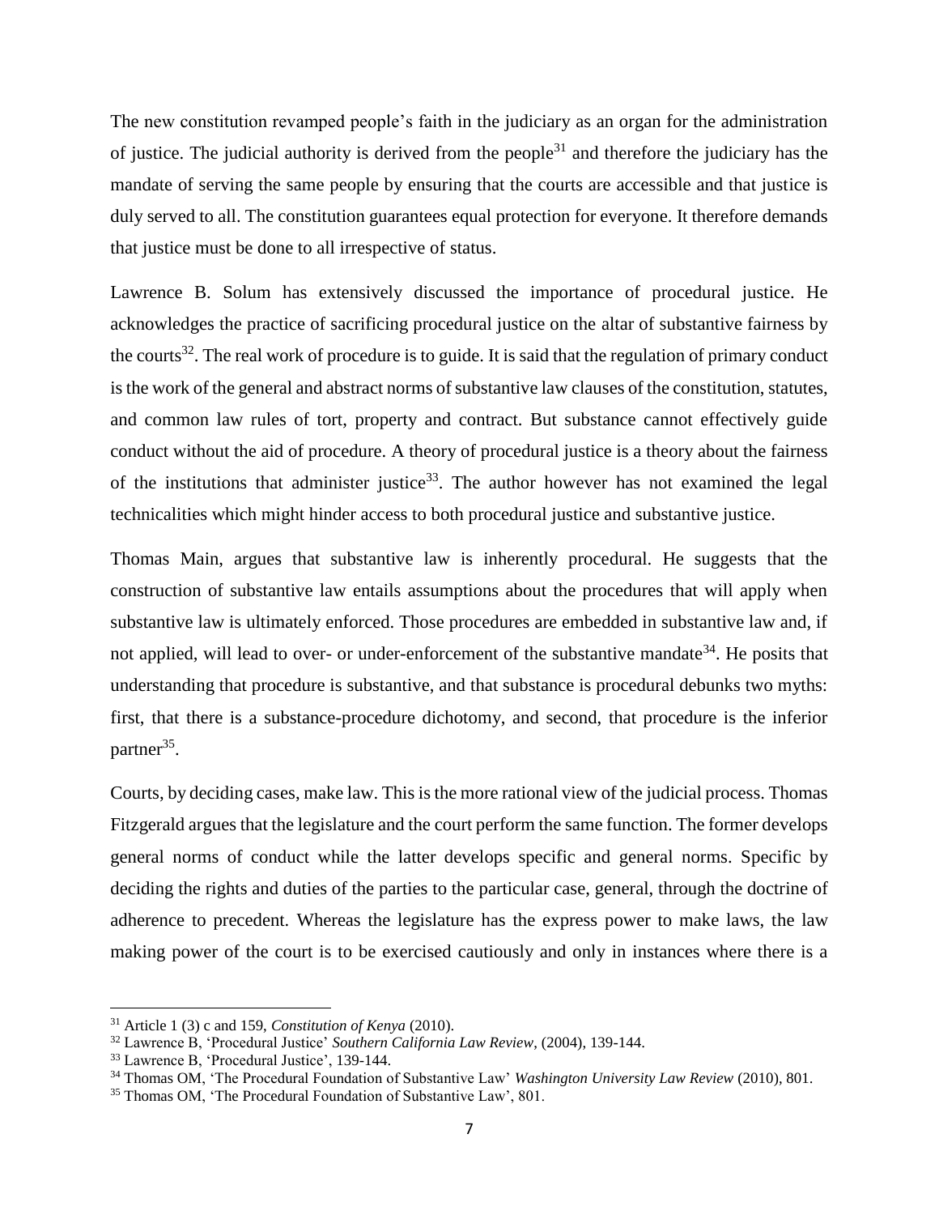The new constitution revamped people's faith in the judiciary as an organ for the administration of justice. The judicial authority is derived from the people[31] and therefore the judiciary has the mandate of serving the same people by ensuring that the courts are accessible and that justice is duly served to all. The constitution guarantees equal protection for everyone. It therefore demands that justice must be done to all irrespective of status.

Lawrence B. Solum has extensively discussed the importance of procedural justice. He acknowledges the practice of sacrificing procedural justice on the altar of substantive fairness by the courts[32]. The real work of procedure is to guide. It is said that the regulation of primary conduct is the work of the general and abstract norms of substantive law clauses of the constitution, statutes, and common law rules of tort, property and contract. But substance cannot effectively guide conduct without the aid of procedure. A theory of procedural justice is a theory about the fairness of the institutions that administer justice[33]. The author however has not examined the legal technicalities which might hinder access to both procedural justice and substantive justice.

Thomas Main, argues that substantive law is inherently procedural. He suggests that the construction of substantive law entails assumptions about the procedures that will apply when substantive law is ultimately enforced. Those procedures are embedded in substantive law and, if not applied, will lead to over- or under-enforcement of the substantive mandate[34]. He posits that understanding that procedure is substantive, and that substance is procedural debunks two myths: first, that there is a substance-procedure dichotomy, and second, that procedure is the inferior partner[35].

Courts, by deciding cases, make law. This is the more rational view of the judicial process. Thomas Fitzgerald argues that the legislature and the court perform the same function. The former develops general norms of conduct while the latter develops specific and general norms. Specific by deciding the rights and duties of the parties to the particular case, general, through the doctrine of adherence to precedent. Whereas the legislature has the express power to make laws, the law making power of the court is to be exercised cautiously and only in instances where there is a

---

[31] Article 1 (3) c and 159, *Constitution of Kenya* (2010).

[32] Lawrence B, 'Procedural Justice' *Southern California Law Review*, (2004), 139-144.

[33] Lawrence B, 'Procedural Justice', 139-144.

[34] Thomas OM, 'The Procedural Foundation of Substantive Law' *Washington University Law Review* (2010), 801.

[35] Thomas OM, 'The Procedural Foundation of Substantive Law', 801.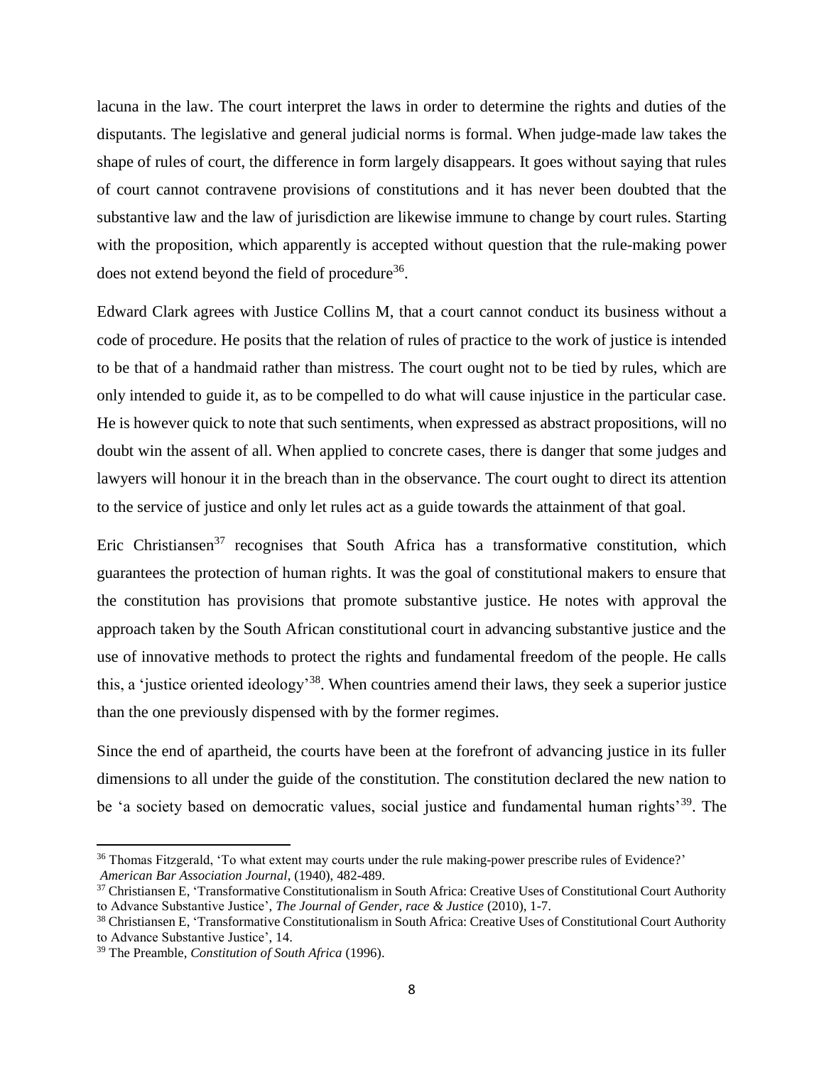lacuna in the law. The court interpret the laws in order to determine the rights and duties of the disputants. The legislative and general judicial norms is formal. When judge-made law takes the shape of rules of court, the difference in form largely disappears. It goes without saying that rules of court cannot contravene provisions of constitutions and it has never been doubted that the substantive law and the law of jurisdiction are likewise immune to change by court rules. Starting with the proposition, which apparently is accepted without question that the rule-making power does not extend beyond the field of procedure[36].

Edward Clark agrees with Justice Collins M, that a court cannot conduct its business without a code of procedure. He posits that the relation of rules of practice to the work of justice is intended to be that of a handmaid rather than mistress. The court ought not to be tied by rules, which are only intended to guide it, as to be compelled to do what will cause injustice in the particular case. He is however quick to note that such sentiments, when expressed as abstract propositions, will no doubt win the assent of all. When applied to concrete cases, there is danger that some judges and lawyers will honour it in the breach than in the observance. The court ought to direct its attention to the service of justice and only let rules act as a guide towards the attainment of that goal.

Eric Christiansen[37] recognises that South Africa has a transformative constitution, which guarantees the protection of human rights. It was the goal of constitutional makers to ensure that the constitution has provisions that promote substantive justice. He notes with approval the approach taken by the South African constitutional court in advancing substantive justice and the use of innovative methods to protect the rights and fundamental freedom of the people. He calls this, a 'justice oriented ideology'[38]. When countries amend their laws, they seek a superior justice than the one previously dispensed with by the former regimes.

Since the end of apartheid, the courts have been at the forefront of advancing justice in its fuller dimensions to all under the guide of the constitution. The constitution declared the new nation to be 'a society based on democratic values, social justice and fundamental human rights'[39]. The

---

[36] Thomas Fitzgerald, 'To what extent may courts under the rule making-power prescribe rules of Evidence?' *American Bar Association Journal*, (1940), 482-489.

[37] Christiansen E, 'Transformative Constitutionalism in South Africa: Creative Uses of Constitutional Court Authority to Advance Substantive Justice', *The Journal of Gender, race & Justice* (2010), 1-7.

[38] Christiansen E, 'Transformative Constitutionalism in South Africa: Creative Uses of Constitutional Court Authority to Advance Substantive Justice', 14.

[39] The Preamble, *Constitution of South Africa* (1996).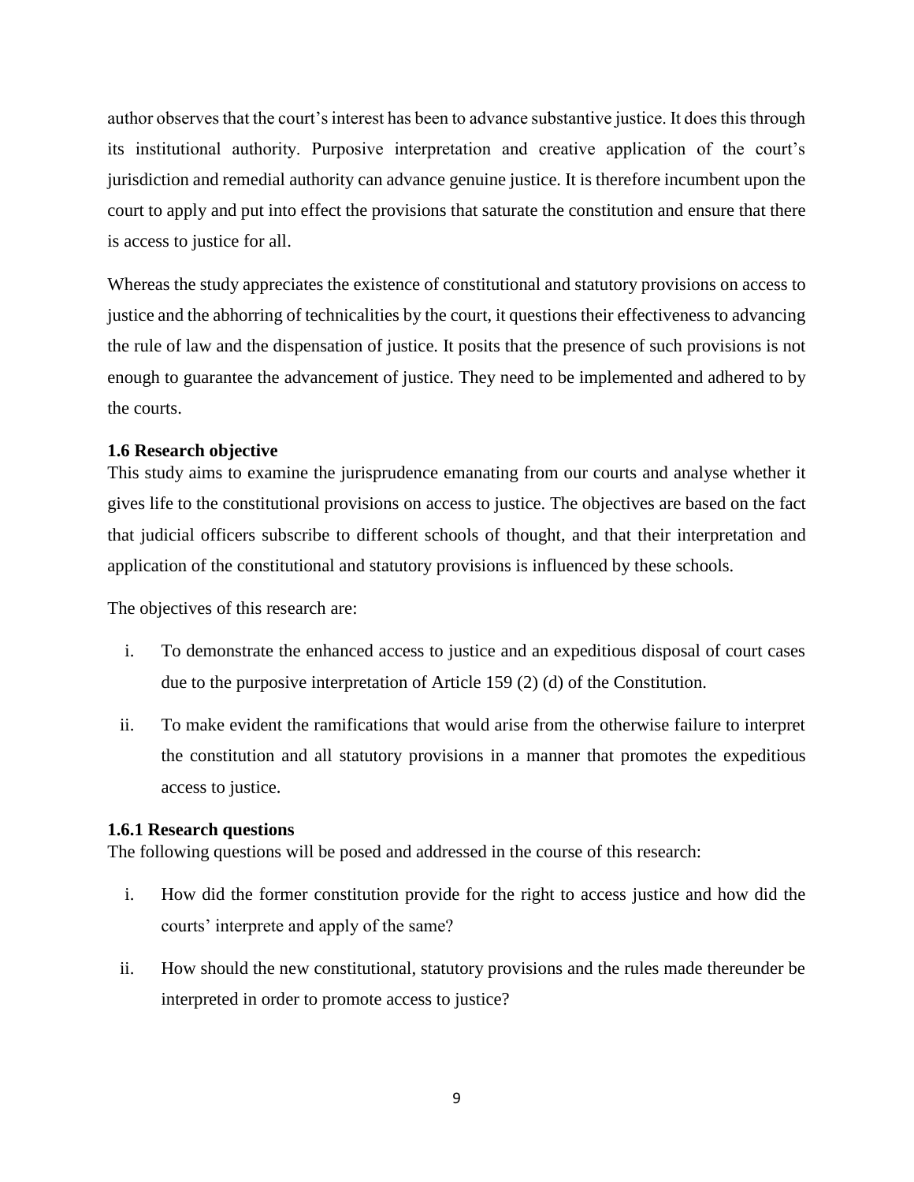author observes that the court's interest has been to advance substantive justice. It does this through its institutional authority. Purposive interpretation and creative application of the court's jurisdiction and remedial authority can advance genuine justice. It is therefore incumbent upon the court to apply and put into effect the provisions that saturate the constitution and ensure that there is access to justice for all.

Whereas the study appreciates the existence of constitutional and statutory provisions on access to justice and the abhorring of technicalities by the court, it questions their effectiveness to advancing the rule of law and the dispensation of justice. It posits that the presence of such provisions is not enough to guarantee the advancement of justice. They need to be implemented and adhered to by the courts.

### 1.6 Research objective

This study aims to examine the jurisprudence emanating from our courts and analyse whether it gives life to the constitutional provisions on access to justice. The objectives are based on the fact that judicial officers subscribe to different schools of thought, and that their interpretation and application of the constitutional and statutory provisions is influenced by these schools.

The objectives of this research are:

i. To demonstrate the enhanced access to justice and an expeditious disposal of court cases due to the purposive interpretation of Article 159 (2) (d) of the Constitution.

ii. To make evident the ramifications that would arise from the otherwise failure to interpret the constitution and all statutory provisions in a manner that promotes the expeditious access to justice.

#### 1.6.1 Research questions

The following questions will be posed and addressed in the course of this research:

i. How did the former constitution provide for the right to access justice and how did the courts' interprete and apply of the same?

ii. How should the new constitutional, statutory provisions and the rules made thereunder be interpreted in order to promote access to justice?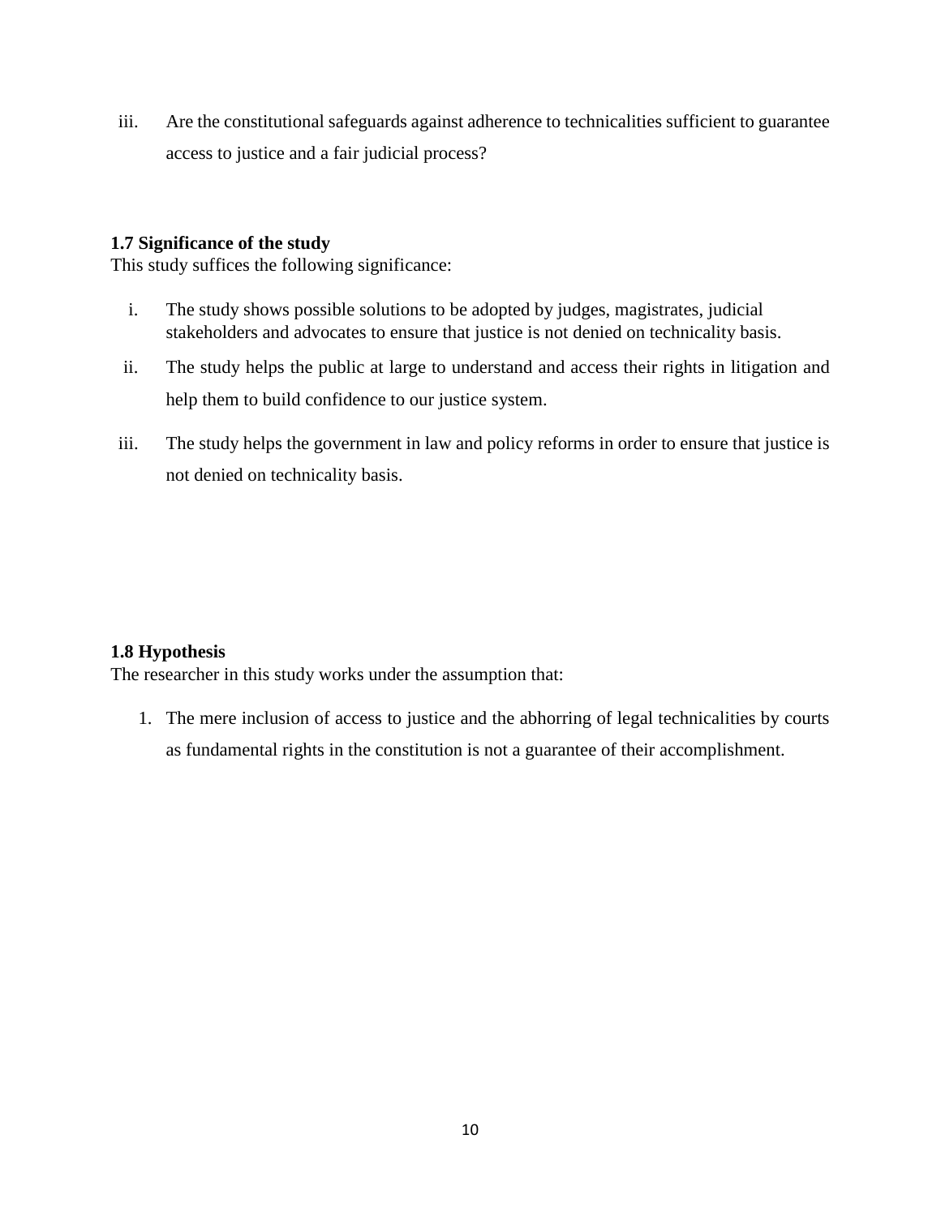iii. Are the constitutional safeguards against adherence to technicalities sufficient to guarantee access to justice and a fair judicial process?

### 1.7 Significance of the study

This study suffices the following significance:

i. The study shows possible solutions to be adopted by judges, magistrates, judicial stakeholders and advocates to ensure that justice is not denied on technicality basis.

ii. The study helps the public at large to understand and access their rights in litigation and help them to build confidence to our justice system.

iii. The study helps the government in law and policy reforms in order to ensure that justice is not denied on technicality basis.

### 1.8 Hypothesis

The researcher in this study works under the assumption that:

1. The mere inclusion of access to justice and the abhorring of legal technicalities by courts as fundamental rights in the constitution is not a guarantee of their accomplishment.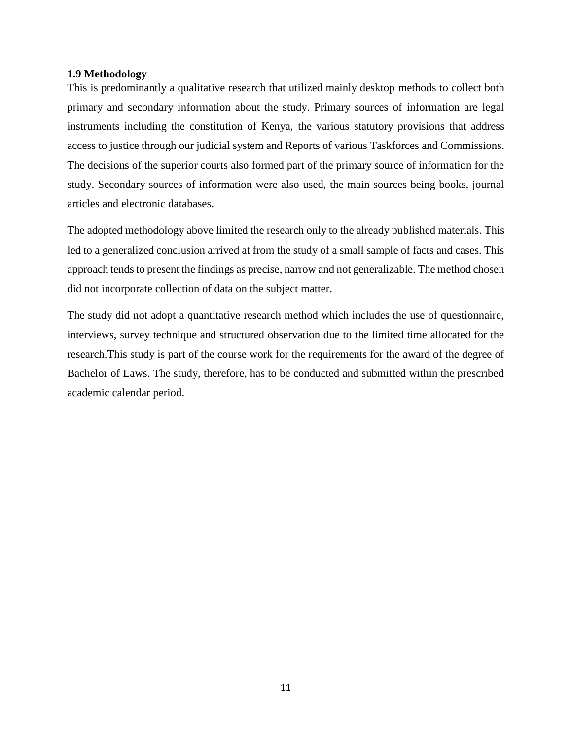### 1.9 Methodology

This is predominantly a qualitative research that utilized mainly desktop methods to collect both primary and secondary information about the study. Primary sources of information are legal instruments including the constitution of Kenya, the various statutory provisions that address access to justice through our judicial system and Reports of various Taskforces and Commissions. The decisions of the superior courts also formed part of the primary source of information for the study. Secondary sources of information were also used, the main sources being books, journal articles and electronic databases.

The adopted methodology above limited the research only to the already published materials. This led to a generalized conclusion arrived at from the study of a small sample of facts and cases. This approach tends to present the findings as precise, narrow and not generalizable. The method chosen did not incorporate collection of data on the subject matter.

The study did not adopt a quantitative research method which includes the use of questionnaire, interviews, survey technique and structured observation due to the limited time allocated for the research.This study is part of the course work for the requirements for the award of the degree of Bachelor of Laws. The study, therefore, has to be conducted and submitted within the prescribed academic calendar period.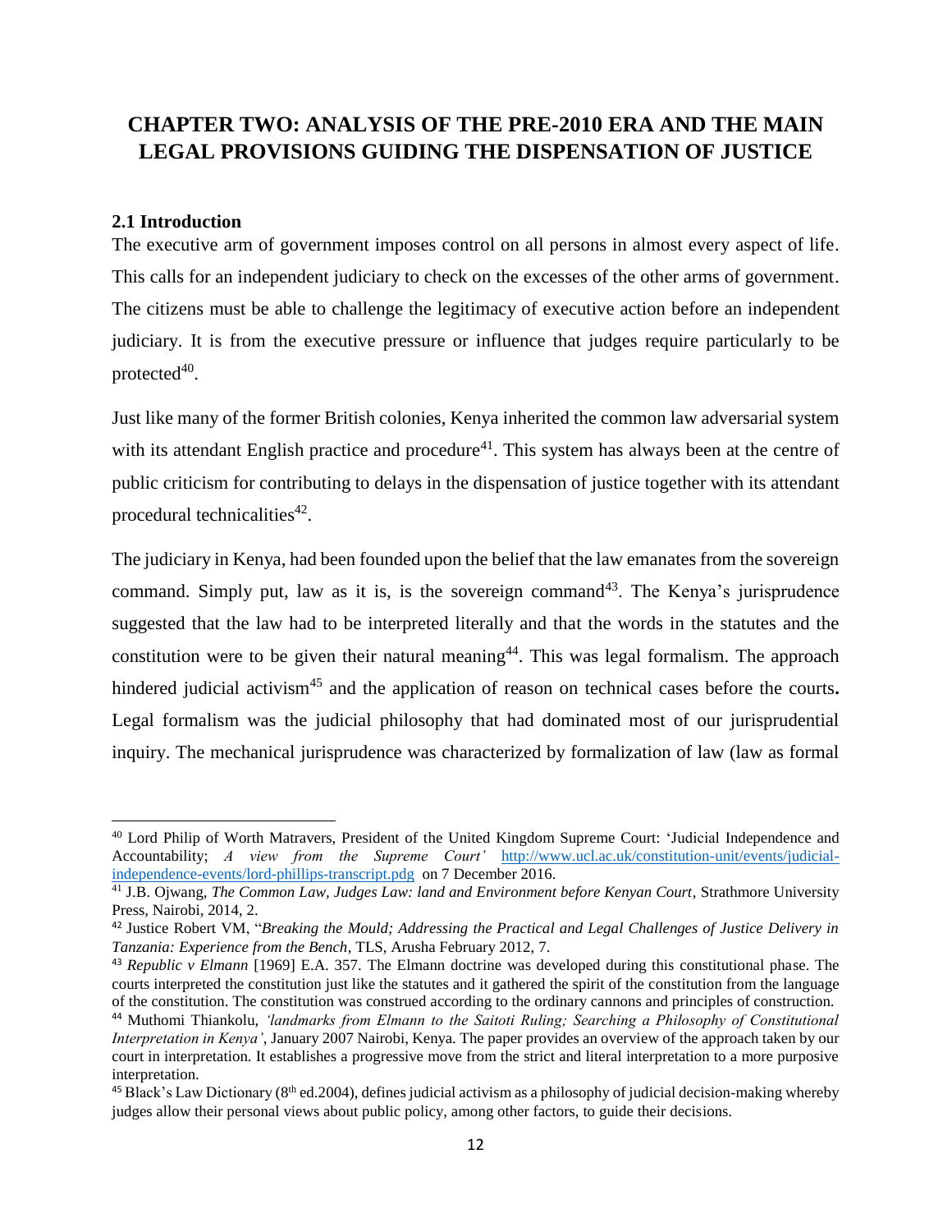# CHAPTER TWO: ANALYSIS OF THE PRE-2010 ERA AND THE MAIN LEGAL PROVISIONS GUIDING THE DISPENSATION OF JUSTICE

## 2.1 Introduction

The executive arm of government imposes control on all persons in almost every aspect of life. This calls for an independent judiciary to check on the excesses of the other arms of government. The citizens must be able to challenge the legitimacy of executive action before an independent judiciary. It is from the executive pressure or influence that judges require particularly to be protected[40].

Just like many of the former British colonies, Kenya inherited the common law adversarial system with its attendant English practice and procedure[41]. This system has always been at the centre of public criticism for contributing to delays in the dispensation of justice together with its attendant procedural technicalities[42].

The judiciary in Kenya, had been founded upon the belief that the law emanates from the sovereign command. Simply put, law as it is, is the sovereign command[43]. The Kenya's jurisprudence suggested that the law had to be interpreted literally and that the words in the statutes and the constitution were to be given their natural meaning[44]. This was legal formalism. The approach hindered judicial activism[45] and the application of reason on technical cases before the courts**.** Legal formalism was the judicial philosophy that had dominated most of our jurisprudential inquiry. The mechanical jurisprudence was characterized by formalization of law (law as formal

---

[40] Lord Philip of Worth Matravers, President of the United Kingdom Supreme Court: 'Judicial Independence and Accountability; *A view from the Supreme Court'* http://www.ucl.ac.uk/constitution-unit/events/judicial-independence-events/lord-phillips-transcript.pdg on 7 December 2016.

[41] J.B. Ojwang, *The Common Law, Judges Law: land and Environment before Kenyan Court*, Strathmore University Press, Nairobi, 2014, 2.

[42] Justice Robert VM, "*Breaking the Mould; Addressing the Practical and Legal Challenges of Justice Delivery in Tanzania: Experience from the Bench*, TLS, Arusha February 2012, 7.

[43] *Republic v Elmann* [1969] E.A. 357. The Elmann doctrine was developed during this constitutional phase. The courts interpreted the constitution just like the statutes and it gathered the spirit of the constitution from the language of the constitution. The constitution was construed according to the ordinary cannons and principles of construction.

[44] Muthomi Thiankolu, *'landmarks from Elmann to the Saitoti Ruling; Searching a Philosophy of Constitutional Interpretation in Kenya'*, January 2007 Nairobi, Kenya. The paper provides an overview of the approach taken by our court in interpretation. It establishes a progressive move from the strict and literal interpretation to a more purposive interpretation.

[45] Black's Law Dictionary (8th ed.2004), defines judicial activism as a philosophy of judicial decision-making whereby judges allow their personal views about public policy, among other factors, to guide their decisions.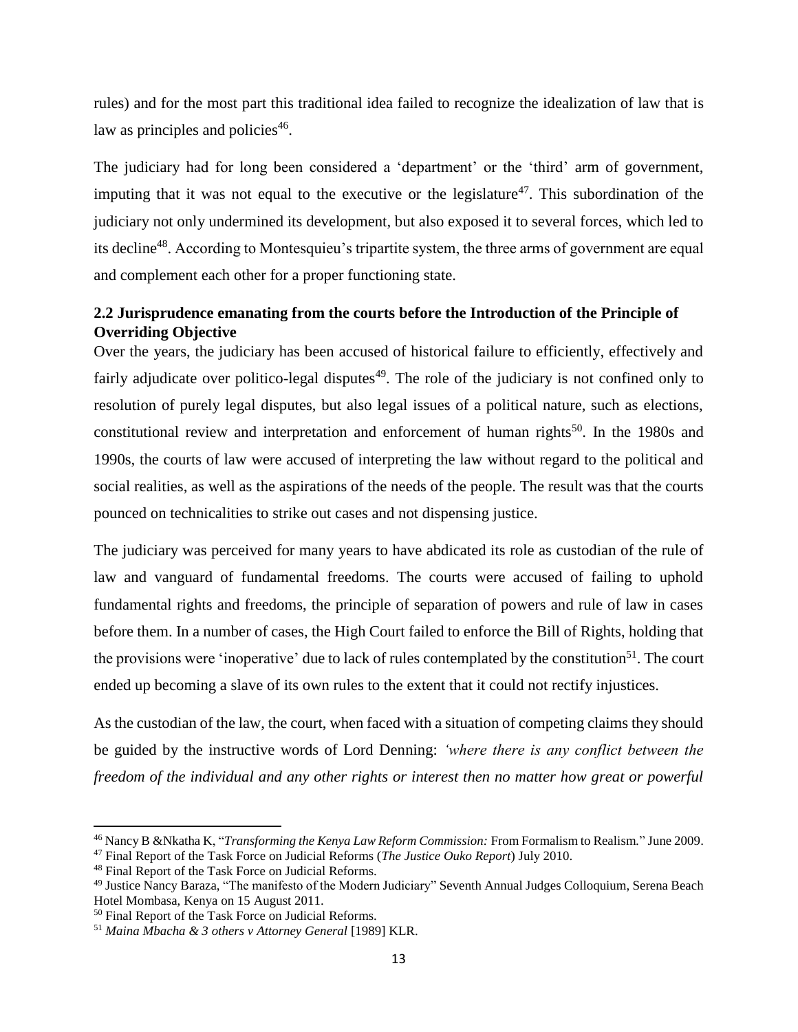rules) and for the most part this traditional idea failed to recognize the idealization of law that is law as principles and policies[46].

The judiciary had for long been considered a 'department' or the 'third' arm of government, imputing that it was not equal to the executive or the legislature[47]. This subordination of the judiciary not only undermined its development, but also exposed it to several forces, which led to its decline[48]. According to Montesquieu's tripartite system, the three arms of government are equal and complement each other for a proper functioning state.

### 2.2 Jurisprudence emanating from the courts before the Introduction of the Principle of Overriding Objective

Over the years, the judiciary has been accused of historical failure to efficiently, effectively and fairly adjudicate over politico-legal disputes[49]. The role of the judiciary is not confined only to resolution of purely legal disputes, but also legal issues of a political nature, such as elections, constitutional review and interpretation and enforcement of human rights[50]. In the 1980s and 1990s, the courts of law were accused of interpreting the law without regard to the political and social realities, as well as the aspirations of the needs of the people. The result was that the courts pounced on technicalities to strike out cases and not dispensing justice.

The judiciary was perceived for many years to have abdicated its role as custodian of the rule of law and vanguard of fundamental freedoms. The courts were accused of failing to uphold fundamental rights and freedoms, the principle of separation of powers and rule of law in cases before them. In a number of cases, the High Court failed to enforce the Bill of Rights, holding that the provisions were 'inoperative' due to lack of rules contemplated by the constitution[51]. The court ended up becoming a slave of its own rules to the extent that it could not rectify injustices.

As the custodian of the law, the court, when faced with a situation of competing claims they should be guided by the instructive words of Lord Denning: *'where there is any conflict between the freedom of the individual and any other rights or interest then no matter how great or powerful*

---

[46] Nancy B &Nkatha K, "*Transforming the Kenya Law Reform Commission:* From Formalism to Realism." June 2009.

[47] Final Report of the Task Force on Judicial Reforms (*The Justice Ouko Report*) July 2010.

[48] Final Report of the Task Force on Judicial Reforms.

[49] Justice Nancy Baraza, "The manifesto of the Modern Judiciary" Seventh Annual Judges Colloquium, Serena Beach Hotel Mombasa, Kenya on 15 August 2011.

[50] Final Report of the Task Force on Judicial Reforms.

[51] *Maina Mbacha & 3 others v Attorney General* [1989] KLR.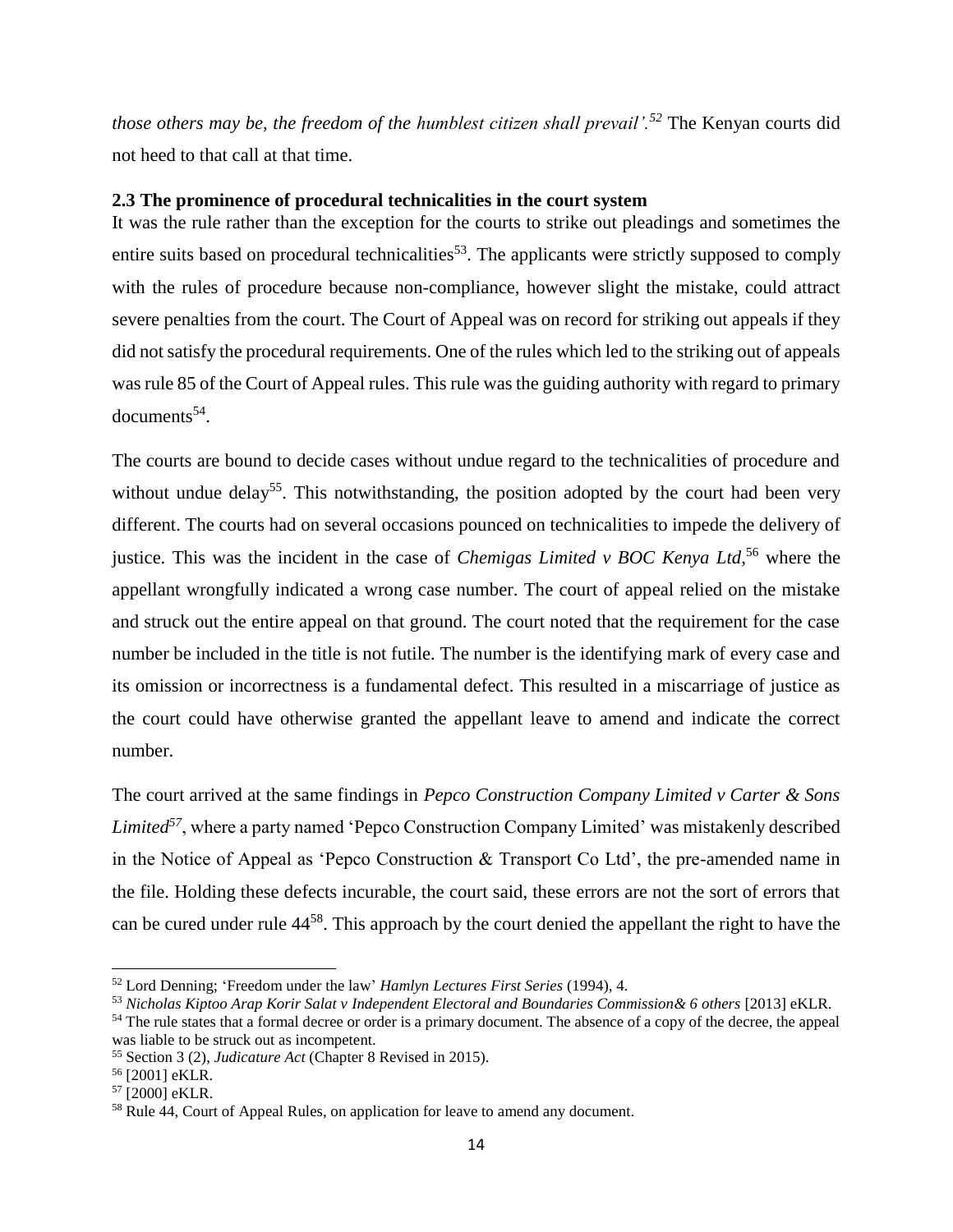*those others may be, the freedom of the humblest citizen shall prevail'.*[52] The Kenyan courts did not heed to that call at that time.

### 2.3 The prominence of procedural technicalities in the court system

It was the rule rather than the exception for the courts to strike out pleadings and sometimes the entire suits based on procedural technicalities[53]. The applicants were strictly supposed to comply with the rules of procedure because non-compliance, however slight the mistake, could attract severe penalties from the court. The Court of Appeal was on record for striking out appeals if they did not satisfy the procedural requirements. One of the rules which led to the striking out of appeals was rule 85 of the Court of Appeal rules. This rule was the guiding authority with regard to primary documents[54].

The courts are bound to decide cases without undue regard to the technicalities of procedure and without undue delay[55]. This notwithstanding, the position adopted by the court had been very different. The courts had on several occasions pounced on technicalities to impede the delivery of justice. This was the incident in the case of *Chemigas Limited v BOC Kenya Ltd*,[56] where the appellant wrongfully indicated a wrong case number. The court of appeal relied on the mistake and struck out the entire appeal on that ground. The court noted that the requirement for the case number be included in the title is not futile. The number is the identifying mark of every case and its omission or incorrectness is a fundamental defect. This resulted in a miscarriage of justice as the court could have otherwise granted the appellant leave to amend and indicate the correct number.

The court arrived at the same findings in *Pepco Construction Company Limited v Carter & Sons Limited*[57], where a party named 'Pepco Construction Company Limited' was mistakenly described in the Notice of Appeal as 'Pepco Construction & Transport Co Ltd', the pre-amended name in the file. Holding these defects incurable, the court said, these errors are not the sort of errors that can be cured under rule 44[58]. This approach by the court denied the appellant the right to have the

---

[52] Lord Denning; 'Freedom under the law' *Hamlyn Lectures First Series* (1994), 4.

[53] *Nicholas Kiptoo Arap Korir Salat v Independent Electoral and Boundaries Commission& 6 others* [2013] eKLR.

[54] The rule states that a formal decree or order is a primary document. The absence of a copy of the decree, the appeal was liable to be struck out as incompetent.

[55] Section 3 (2), *Judicature Act* (Chapter 8 Revised in 2015).

[56] [2001] eKLR.

[57] [2000] eKLR.

[58] Rule 44, Court of Appeal Rules, on application for leave to amend any document.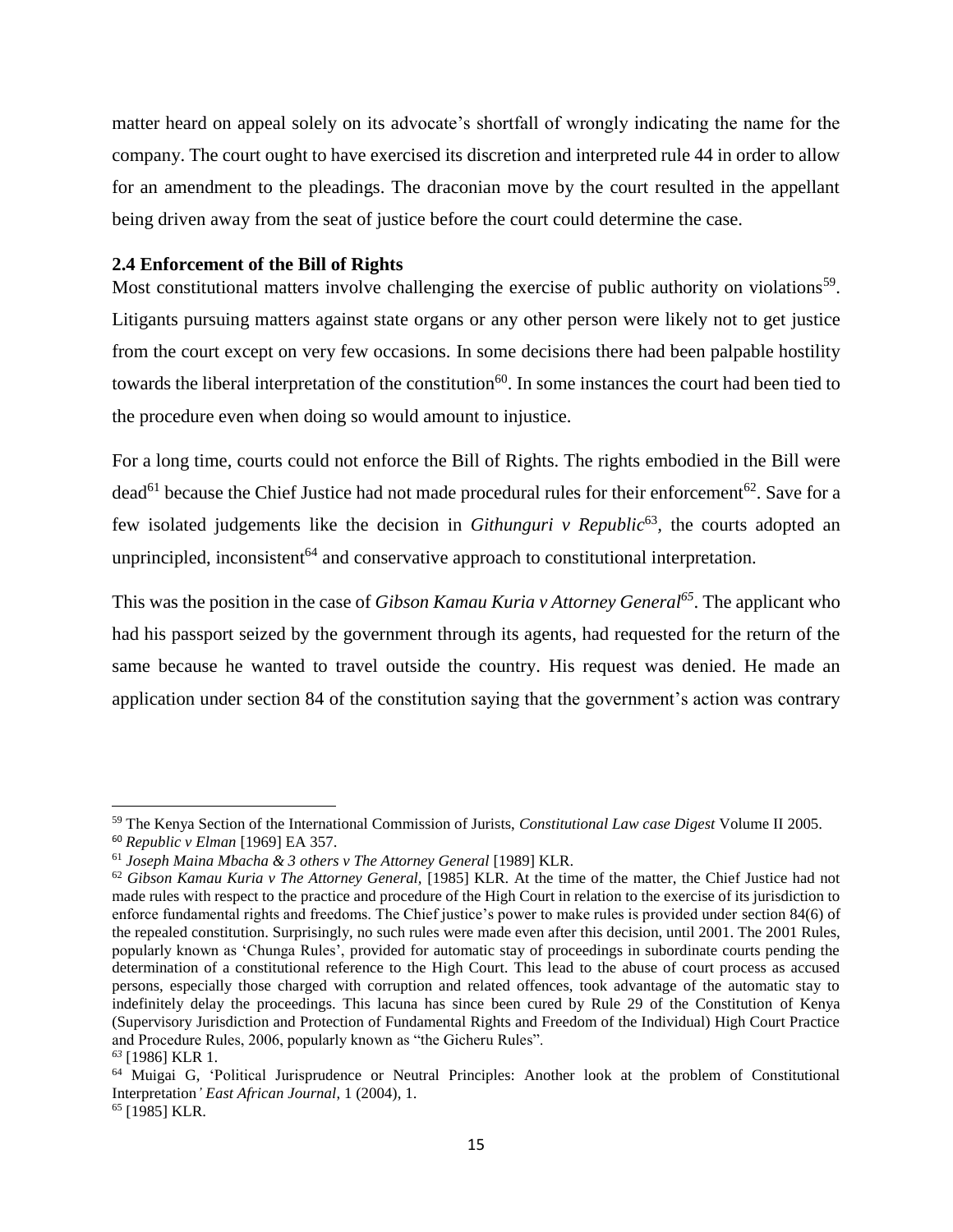matter heard on appeal solely on its advocate's shortfall of wrongly indicating the name for the company. The court ought to have exercised its discretion and interpreted rule 44 in order to allow for an amendment to the pleadings. The draconian move by the court resulted in the appellant being driven away from the seat of justice before the court could determine the case.

**2.4 Enforcement of the Bill of Rights**

Most constitutional matters involve challenging the exercise of public authority on violations[59]. Litigants pursuing matters against state organs or any other person were likely not to get justice from the court except on very few occasions. In some decisions there had been palpable hostility towards the liberal interpretation of the constitution[60]. In some instances the court had been tied to the procedure even when doing so would amount to injustice.

For a long time, courts could not enforce the Bill of Rights. The rights embodied in the Bill were dead[61] because the Chief Justice had not made procedural rules for their enforcement[62]. Save for a few isolated judgements like the decision in *Githunguri v Republic*[63], the courts adopted an unprincipled, inconsistent[64] and conservative approach to constitutional interpretation.

This was the position in the case of *Gibson Kamau Kuria v Attorney General*[65]. The applicant who had his passport seized by the government through its agents, had requested for the return of the same because he wanted to travel outside the country. His request was denied. He made an application under section 84 of the constitution saying that the government's action was contrary

---

[59] The Kenya Section of the International Commission of Jurists, *Constitutional Law case Digest* Volume II 2005.

[60] *Republic v Elman* [1969] EA 357.

[61] *Joseph Maina Mbacha & 3 others v The Attorney General* [1989] KLR.

[62] *Gibson Kamau Kuria v The Attorney General,* [1985] KLR. At the time of the matter, the Chief Justice had not made rules with respect to the practice and procedure of the High Court in relation to the exercise of its jurisdiction to enforce fundamental rights and freedoms. The Chief justice's power to make rules is provided under section 84(6) of the repealed constitution. Surprisingly, no such rules were made even after this decision, until 2001. The 2001 Rules, popularly known as 'Chunga Rules', provided for automatic stay of proceedings in subordinate courts pending the determination of a constitutional reference to the High Court. This lead to the abuse of court process as accused persons, especially those charged with corruption and related offences, took advantage of the automatic stay to indefinitely delay the proceedings. This lacuna has since been cured by Rule 29 of the Constitution of Kenya (Supervisory Jurisdiction and Protection of Fundamental Rights and Freedom of the Individual) High Court Practice and Procedure Rules, 2006, popularly known as "the Gicheru Rules".

[63] [1986] KLR 1.

[64] Muigai G, 'Political Jurisprudence or Neutral Principles: Another look at the problem of Constitutional Interpretation' *East African Journal*, 1 (2004), 1.

[65] [1985] KLR.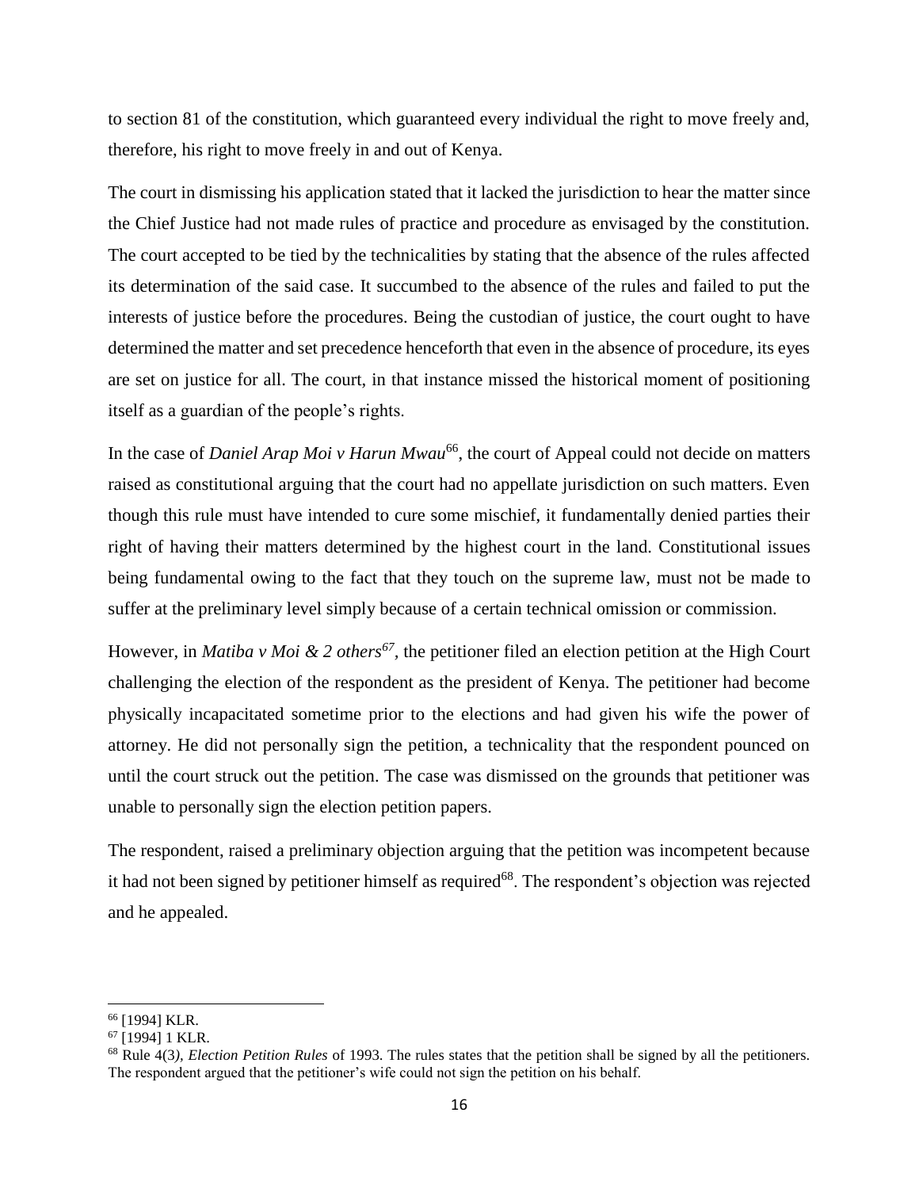to section 81 of the constitution, which guaranteed every individual the right to move freely and, therefore, his right to move freely in and out of Kenya.

The court in dismissing his application stated that it lacked the jurisdiction to hear the matter since the Chief Justice had not made rules of practice and procedure as envisaged by the constitution. The court accepted to be tied by the technicalities by stating that the absence of the rules affected its determination of the said case. It succumbed to the absence of the rules and failed to put the interests of justice before the procedures. Being the custodian of justice, the court ought to have determined the matter and set precedence henceforth that even in the absence of procedure, its eyes are set on justice for all. The court, in that instance missed the historical moment of positioning itself as a guardian of the people's rights.

In the case of *Daniel Arap Moi v Harun Mwau*[66], the court of Appeal could not decide on matters raised as constitutional arguing that the court had no appellate jurisdiction on such matters. Even though this rule must have intended to cure some mischief, it fundamentally denied parties their right of having their matters determined by the highest court in the land. Constitutional issues being fundamental owing to the fact that they touch on the supreme law, must not be made to suffer at the preliminary level simply because of a certain technical omission or commission.

However, in *Matiba v Moi & 2 others*[67], the petitioner filed an election petition at the High Court challenging the election of the respondent as the president of Kenya. The petitioner had become physically incapacitated sometime prior to the elections and had given his wife the power of attorney. He did not personally sign the petition, a technicality that the respondent pounced on until the court struck out the petition. The case was dismissed on the grounds that petitioner was unable to personally sign the election petition papers.

The respondent, raised a preliminary objection arguing that the petition was incompetent because it had not been signed by petitioner himself as required[68]. The respondent's objection was rejected and he appealed.

---

[66] [1994] KLR.

[67] [1994] 1 KLR.

[68] Rule 4(3*), Election Petition Rules* of 1993. The rules states that the petition shall be signed by all the petitioners. The respondent argued that the petitioner's wife could not sign the petition on his behalf.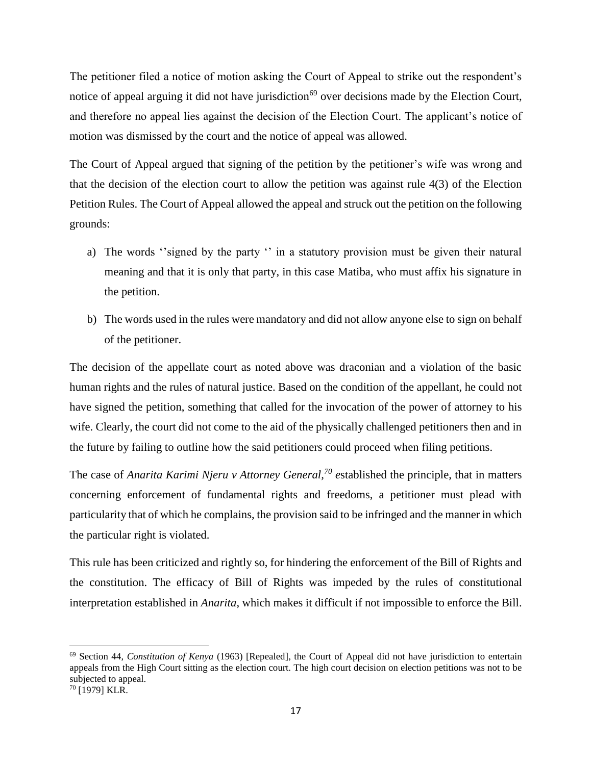The petitioner filed a notice of motion asking the Court of Appeal to strike out the respondent's notice of appeal arguing it did not have jurisdiction[69] over decisions made by the Election Court, and therefore no appeal lies against the decision of the Election Court. The applicant's notice of motion was dismissed by the court and the notice of appeal was allowed.

The Court of Appeal argued that signing of the petition by the petitioner's wife was wrong and that the decision of the election court to allow the petition was against rule 4(3) of the Election Petition Rules. The Court of Appeal allowed the appeal and struck out the petition on the following grounds:

a) The words ''signed by the party '' in a statutory provision must be given their natural meaning and that it is only that party, in this case Matiba, who must affix his signature in the petition.
b) The words used in the rules were mandatory and did not allow anyone else to sign on behalf of the petitioner.

The decision of the appellate court as noted above was draconian and a violation of the basic human rights and the rules of natural justice. Based on the condition of the appellant, he could not have signed the petition, something that called for the invocation of the power of attorney to his wife. Clearly, the court did not come to the aid of the physically challenged petitioners then and in the future by failing to outline how the said petitioners could proceed when filing petitions.

The case of *Anarita Karimi Njeru v Attorney General*,[70] established the principle, that in matters concerning enforcement of fundamental rights and freedoms, a petitioner must plead with particularity that of which he complains, the provision said to be infringed and the manner in which the particular right is violated.

This rule has been criticized and rightly so, for hindering the enforcement of the Bill of Rights and the constitution. The efficacy of Bill of Rights was impeded by the rules of constitutional interpretation established in *Anarita*, which makes it difficult if not impossible to enforce the Bill.

---

[69] Section 44, *Constitution of Kenya* (1963) [Repealed], the Court of Appeal did not have jurisdiction to entertain appeals from the High Court sitting as the election court. The high court decision on election petitions was not to be subjected to appeal.

[70] [1979] KLR.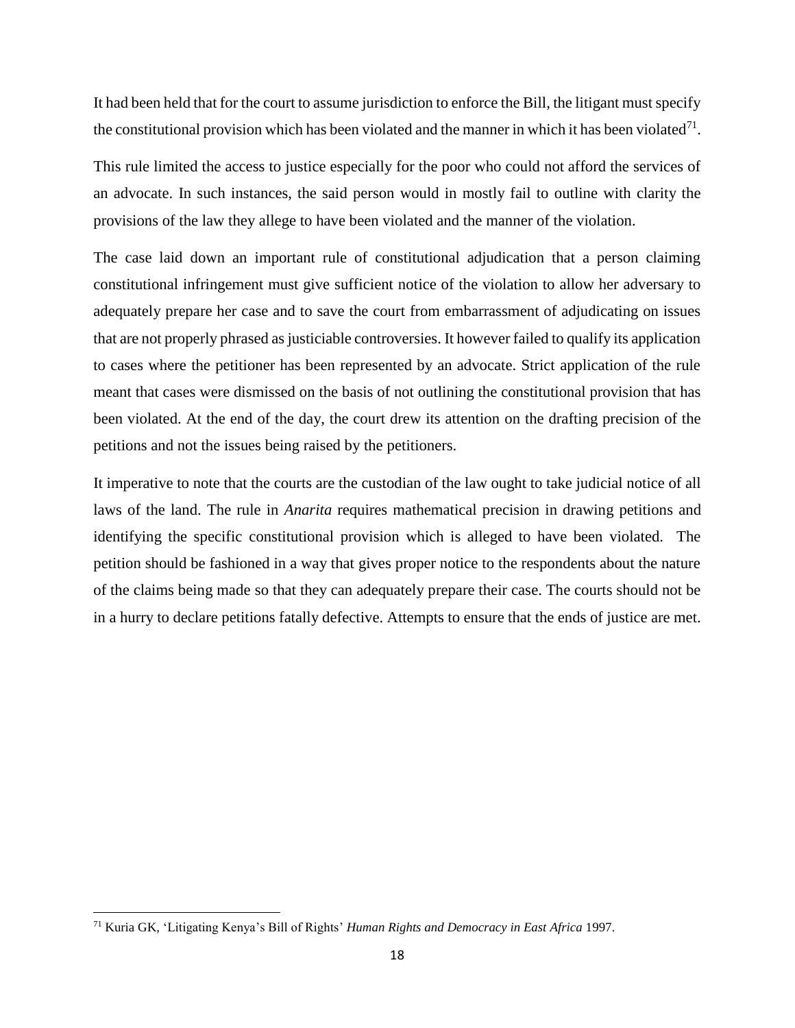It had been held that for the court to assume jurisdiction to enforce the Bill, the litigant must specify the constitutional provision which has been violated and the manner in which it has been violated[71].

This rule limited the access to justice especially for the poor who could not afford the services of an advocate. In such instances, the said person would in mostly fail to outline with clarity the provisions of the law they allege to have been violated and the manner of the violation.

The case laid down an important rule of constitutional adjudication that a person claiming constitutional infringement must give sufficient notice of the violation to allow her adversary to adequately prepare her case and to save the court from embarrassment of adjudicating on issues that are not properly phrased as justiciable controversies. It however failed to qualify its application to cases where the petitioner has been represented by an advocate. Strict application of the rule meant that cases were dismissed on the basis of not outlining the constitutional provision that has been violated. At the end of the day, the court drew its attention on the drafting precision of the petitions and not the issues being raised by the petitioners.

It imperative to note that the courts are the custodian of the law ought to take judicial notice of all laws of the land. The rule in *Anarita* requires mathematical precision in drawing petitions and identifying the specific constitutional provision which is alleged to have been violated. The petition should be fashioned in a way that gives proper notice to the respondents about the nature of the claims being made so that they can adequately prepare their case. The courts should not be in a hurry to declare petitions fatally defective. Attempts to ensure that the ends of justice are met.

---

[71] Kuria GK, 'Litigating Kenya's Bill of Rights' *Human Rights and Democracy in East Africa* 1997.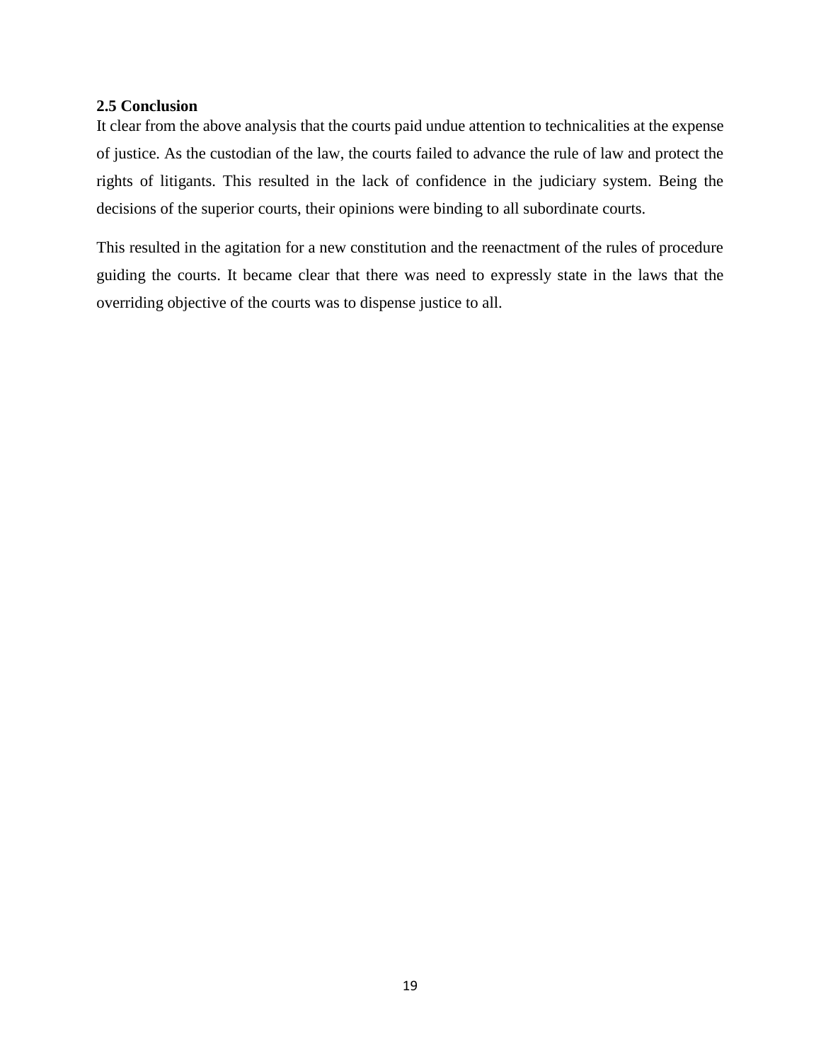### 2.5 Conclusion

It clear from the above analysis that the courts paid undue attention to technicalities at the expense of justice. As the custodian of the law, the courts failed to advance the rule of law and protect the rights of litigants. This resulted in the lack of confidence in the judiciary system. Being the decisions of the superior courts, their opinions were binding to all subordinate courts.

This resulted in the agitation for a new constitution and the reenactment of the rules of procedure guiding the courts. It became clear that there was need to expressly state in the laws that the overriding objective of the courts was to dispense justice to all.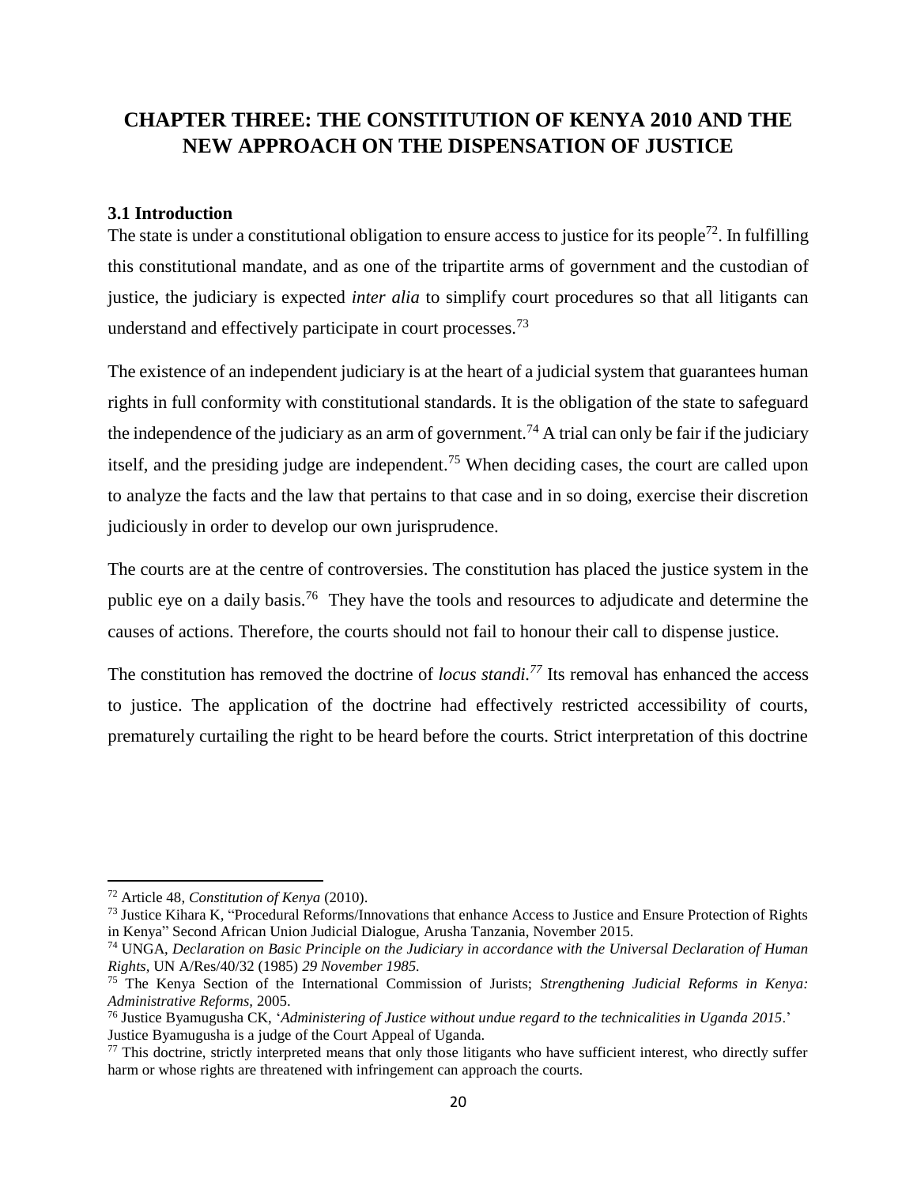# CHAPTER THREE: THE CONSTITUTION OF KENYA 2010 AND THE NEW APPROACH ON THE DISPENSATION OF JUSTICE

### 3.1 Introduction

The state is under a constitutional obligation to ensure access to justice for its people[72]. In fulfilling this constitutional mandate, and as one of the tripartite arms of government and the custodian of justice, the judiciary is expected *inter alia* to simplify court procedures so that all litigants can understand and effectively participate in court processes.[73]

The existence of an independent judiciary is at the heart of a judicial system that guarantees human rights in full conformity with constitutional standards. It is the obligation of the state to safeguard the independence of the judiciary as an arm of government.[74] A trial can only be fair if the judiciary itself, and the presiding judge are independent.[75] When deciding cases, the court are called upon to analyze the facts and the law that pertains to that case and in so doing, exercise their discretion judiciously in order to develop our own jurisprudence.

The courts are at the centre of controversies. The constitution has placed the justice system in the public eye on a daily basis.[76] They have the tools and resources to adjudicate and determine the causes of actions. Therefore, the courts should not fail to honour their call to dispense justice.

The constitution has removed the doctrine of *locus standi.*[77] Its removal has enhanced the access to justice. The application of the doctrine had effectively restricted accessibility of courts, prematurely curtailing the right to be heard before the courts. Strict interpretation of this doctrine

---

[72] Article 48, *Constitution of Kenya* (2010).

[73] Justice Kihara K, "Procedural Reforms/Innovations that enhance Access to Justice and Ensure Protection of Rights in Kenya" Second African Union Judicial Dialogue, Arusha Tanzania, November 2015.

[74] UNGA, *Declaration on Basic Principle on the Judiciary in accordance with the Universal Declaration of Human Rights,* UN A/Res/40/32 (1985) *29 November 1985.*

[75] The Kenya Section of the International Commission of Jurists; *Strengthening Judicial Reforms in Kenya: Administrative Reforms,* 2005.

[76] Justice Byamugusha CK, '*Administering of Justice without undue regard to the technicalities in Uganda 2015*.' Justice Byamugusha is a judge of the Court Appeal of Uganda.

[77] This doctrine, strictly interpreted means that only those litigants who have sufficient interest, who directly suffer harm or whose rights are threatened with infringement can approach the courts.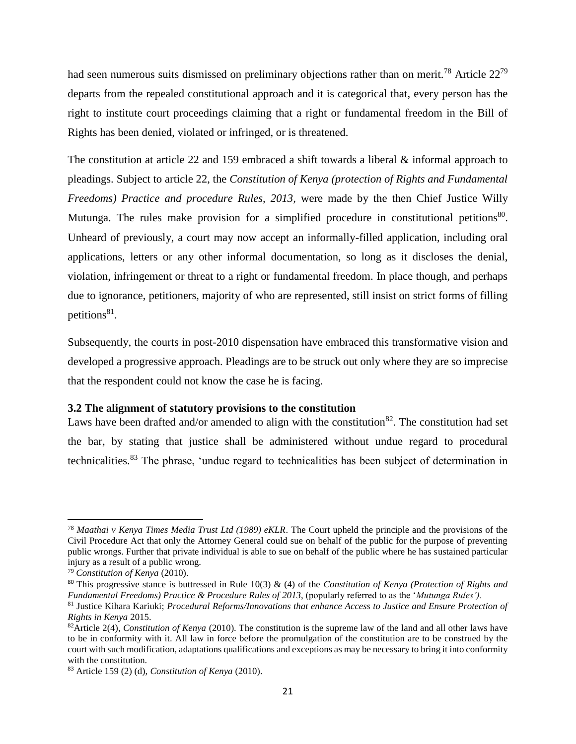had seen numerous suits dismissed on preliminary objections rather than on merit.[78] Article 22[79] departs from the repealed constitutional approach and it is categorical that, every person has the right to institute court proceedings claiming that a right or fundamental freedom in the Bill of Rights has been denied, violated or infringed, or is threatened.

The constitution at article 22 and 159 embraced a shift towards a liberal & informal approach to pleadings. Subject to article 22, the *Constitution of Kenya (protection of Rights and Fundamental Freedoms) Practice and procedure Rules, 2013*, were made by the then Chief Justice Willy Mutunga. The rules make provision for a simplified procedure in constitutional petitions[80]. Unheard of previously, a court may now accept an informally-filled application, including oral applications, letters or any other informal documentation, so long as it discloses the denial, violation, infringement or threat to a right or fundamental freedom. In place though, and perhaps due to ignorance, petitioners, majority of who are represented, still insist on strict forms of filling petitions[81].

Subsequently, the courts in post-2010 dispensation have embraced this transformative vision and developed a progressive approach. Pleadings are to be struck out only where they are so imprecise that the respondent could not know the case he is facing.

### 3.2 The alignment of statutory provisions to the constitution

Laws have been drafted and/or amended to align with the constitution[82]. The constitution had set the bar, by stating that justice shall be administered without undue regard to procedural technicalities.[83] The phrase, 'undue regard to technicalities has been subject of determination in

---

[78] *Maathai v Kenya Times Media Trust Ltd (1989) eKLR*. The Court upheld the principle and the provisions of the Civil Procedure Act that only the Attorney General could sue on behalf of the public for the purpose of preventing public wrongs. Further that private individual is able to sue on behalf of the public where he has sustained particular injury as a result of a public wrong.

[79] *Constitution of Kenya* (2010).

[80] This progressive stance is buttressed in Rule 10(3) & (4) of the *Constitution of Kenya (Protection of Rights and Fundamental Freedoms) Practice & Procedure Rules of 2013*, (popularly referred to as the '*Mutunga Rules').*

[81] Justice Kihara Kariuki; *Procedural Reforms/Innovations that enhance Access to Justice and Ensure Protection of Rights in Kenya* 2015.

[82] Article 2(4), *Constitution of Kenya* (2010). The constitution is the supreme law of the land and all other laws have to be in conformity with it. All law in force before the promulgation of the constitution are to be construed by the court with such modification, adaptations qualifications and exceptions as may be necessary to bring it into conformity with the constitution.

[83] Article 159 (2) (d), *Constitution of Kenya* (2010).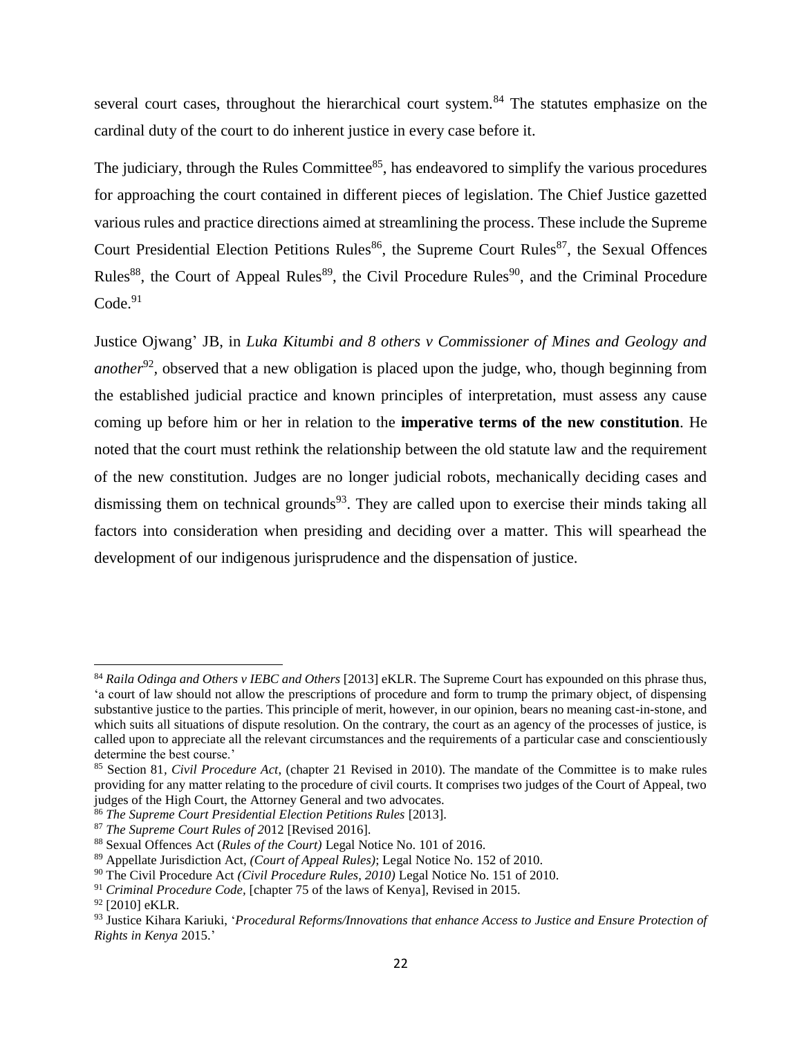several court cases, throughout the hierarchical court system.[84] The statutes emphasize on the cardinal duty of the court to do inherent justice in every case before it.

The judiciary, through the Rules Committee[85], has endeavored to simplify the various procedures for approaching the court contained in different pieces of legislation. The Chief Justice gazetted various rules and practice directions aimed at streamlining the process. These include the Supreme Court Presidential Election Petitions Rules[86], the Supreme Court Rules[87], the Sexual Offences Rules[88], the Court of Appeal Rules[89], the Civil Procedure Rules[90], and the Criminal Procedure Code.[91]

Justice Ojwang' JB, in *Luka Kitumbi and 8 others v Commissioner of Mines and Geology and another*[92], observed that a new obligation is placed upon the judge, who, though beginning from the established judicial practice and known principles of interpretation, must assess any cause coming up before him or her in relation to the **imperative terms of the new constitution**. He noted that the court must rethink the relationship between the old statute law and the requirement of the new constitution. Judges are no longer judicial robots, mechanically deciding cases and dismissing them on technical grounds[93]. They are called upon to exercise their minds taking all factors into consideration when presiding and deciding over a matter. This will spearhead the development of our indigenous jurisprudence and the dispensation of justice.

---

[84] *Raila Odinga and Others v IEBC and Others* [2013] eKLR. The Supreme Court has expounded on this phrase thus, 'a court of law should not allow the prescriptions of procedure and form to trump the primary object, of dispensing substantive justice to the parties. This principle of merit, however, in our opinion, bears no meaning cast-in-stone, and which suits all situations of dispute resolution. On the contrary, the court as an agency of the processes of justice, is called upon to appreciate all the relevant circumstances and the requirements of a particular case and conscientiously determine the best course.'

[85] Section 81, *Civil Procedure Act*, (chapter 21 Revised in 2010). The mandate of the Committee is to make rules providing for any matter relating to the procedure of civil courts. It comprises two judges of the Court of Appeal, two judges of the High Court, the Attorney General and two advocates.

[86] *The Supreme Court Presidential Election Petitions Rules* [2013].

[87] *The Supreme Court Rules of 2*012 [Revised 2016].

[88] Sexual Offences Act (*Rules of the Court)* Legal Notice No. 101 of 2016.

[89] Appellate Jurisdiction Act, *(Court of Appeal Rules)*; Legal Notice No. 152 of 2010.

[90] The Civil Procedure Act *(Civil Procedure Rules, 2010)* Legal Notice No. 151 of 2010.

[91] *Criminal Procedure Code*, [chapter 75 of the laws of Kenya], Revised in 2015.

[92] [2010] eKLR.

[93] Justice Kihara Kariuki, '*Procedural Reforms/Innovations that enhance Access to Justice and Ensure Protection of Rights in Kenya* 2015.'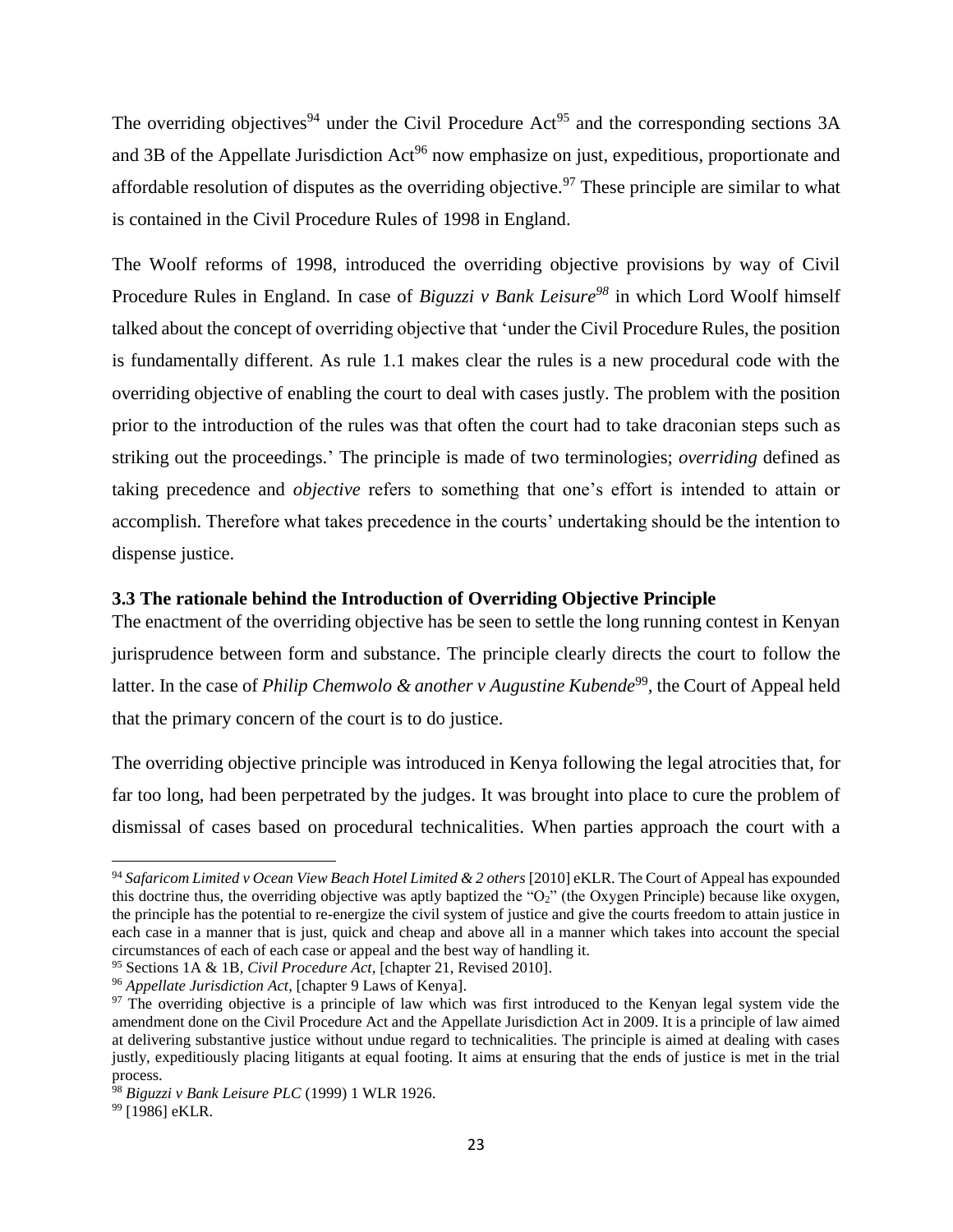The overriding objectives[94] under the Civil Procedure Act[95] and the corresponding sections 3A and 3B of the Appellate Jurisdiction Act[96] now emphasize on just, expeditious, proportionate and affordable resolution of disputes as the overriding objective.[97] These principle are similar to what is contained in the Civil Procedure Rules of 1998 in England.

The Woolf reforms of 1998, introduced the overriding objective provisions by way of Civil Procedure Rules in England. In case of *Biguzzi v Bank Leisure*[98] in which Lord Woolf himself talked about the concept of overriding objective that 'under the Civil Procedure Rules, the position is fundamentally different. As rule 1.1 makes clear the rules is a new procedural code with the overriding objective of enabling the court to deal with cases justly. The problem with the position prior to the introduction of the rules was that often the court had to take draconian steps such as striking out the proceedings.' The principle is made of two terminologies; *overriding* defined as taking precedence and *objective* refers to something that one's effort is intended to attain or accomplish. Therefore what takes precedence in the courts' undertaking should be the intention to dispense justice.

### 3.3 The rationale behind the Introduction of Overriding Objective Principle

The enactment of the overriding objective has be seen to settle the long running contest in Kenyan jurisprudence between form and substance. The principle clearly directs the court to follow the latter. In the case of *Philip Chemwolo & another v Augustine Kubende*[99], the Court of Appeal held that the primary concern of the court is to do justice.

The overriding objective principle was introduced in Kenya following the legal atrocities that, for far too long, had been perpetrated by the judges. It was brought into place to cure the problem of dismissal of cases based on procedural technicalities. When parties approach the court with a

---

[94] *Safaricom Limited v Ocean View Beach Hotel Limited & 2 others* [2010] eKLR. The Court of Appeal has expounded this doctrine thus, the overriding objective was aptly baptized the "$O_2$" (the Oxygen Principle) because like oxygen, the principle has the potential to re-energize the civil system of justice and give the courts freedom to attain justice in each case in a manner that is just, quick and cheap and above all in a manner which takes into account the special circumstances of each of each case or appeal and the best way of handling it.

[95] Sections 1A & 1B, *Civil Procedure Act*, [chapter 21, Revised 2010].

[96] *Appellate Jurisdiction Act*, [chapter 9 Laws of Kenya].

[97] The overriding objective is a principle of law which was first introduced to the Kenyan legal system vide the amendment done on the Civil Procedure Act and the Appellate Jurisdiction Act in 2009. It is a principle of law aimed at delivering substantive justice without undue regard to technicalities. The principle is aimed at dealing with cases justly, expeditiously placing litigants at equal footing. It aims at ensuring that the ends of justice is met in the trial process.

[98] *Biguzzi v Bank Leisure PLC* (1999) 1 WLR 1926.

[99] [1986] eKLR.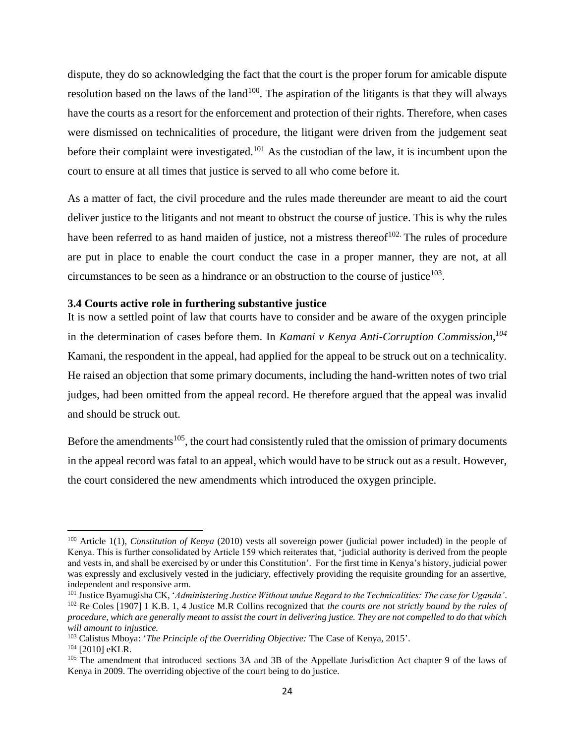dispute, they do so acknowledging the fact that the court is the proper forum for amicable dispute resolution based on the laws of the land[100]. The aspiration of the litigants is that they will always have the courts as a resort for the enforcement and protection of their rights. Therefore, when cases were dismissed on technicalities of procedure, the litigant were driven from the judgement seat before their complaint were investigated.[101] As the custodian of the law, it is incumbent upon the court to ensure at all times that justice is served to all who come before it.

As a matter of fact, the civil procedure and the rules made thereunder are meant to aid the court deliver justice to the litigants and not meant to obstruct the course of justice. This is why the rules have been referred to as hand maiden of justice, not a mistress thereof[102]. The rules of procedure are put in place to enable the court conduct the case in a proper manner, they are not, at all circumstances to be seen as a hindrance or an obstruction to the course of justice[103].

### 3.4 Courts active role in furthering substantive justice

It is now a settled point of law that courts have to consider and be aware of the oxygen principle in the determination of cases before them. In *Kamani v Kenya Anti-Corruption Commission,*[104] Kamani, the respondent in the appeal, had applied for the appeal to be struck out on a technicality. He raised an objection that some primary documents, including the hand-written notes of two trial judges, had been omitted from the appeal record. He therefore argued that the appeal was invalid and should be struck out.

Before the amendments[105], the court had consistently ruled that the omission of primary documents in the appeal record was fatal to an appeal, which would have to be struck out as a result. However, the court considered the new amendments which introduced the oxygen principle.

---

[100] Article 1(1), *Constitution of Kenya* (2010) vests all sovereign power (judicial power included) in the people of Kenya. This is further consolidated by Article 159 which reiterates that, 'judicial authority is derived from the people and vests in, and shall be exercised by or under this Constitution'. For the first time in Kenya's history, judicial power was expressly and exclusively vested in the judiciary, effectively providing the requisite grounding for an assertive, independent and responsive arm.

[101] Justice Byamugisha CK, '*Administering Justice Without undue Regard to the Technicalities: The case for Uganda'*.

[102] Re Coles [1907] 1 K.B. 1, 4 Justice M.R Collins recognized that *the courts are not strictly bound by the rules of procedure, which are generally meant to assist the court in delivering justice. They are not compelled to do that which will amount to injustice.*

[103] Calistus Mboya: '*The Principle of the Overriding Objective:* The Case of Kenya, 2015'.

[104] [2010] eKLR.

[105] The amendment that introduced sections 3A and 3B of the Appellate Jurisdiction Act chapter 9 of the laws of Kenya in 2009. The overriding objective of the court being to do justice.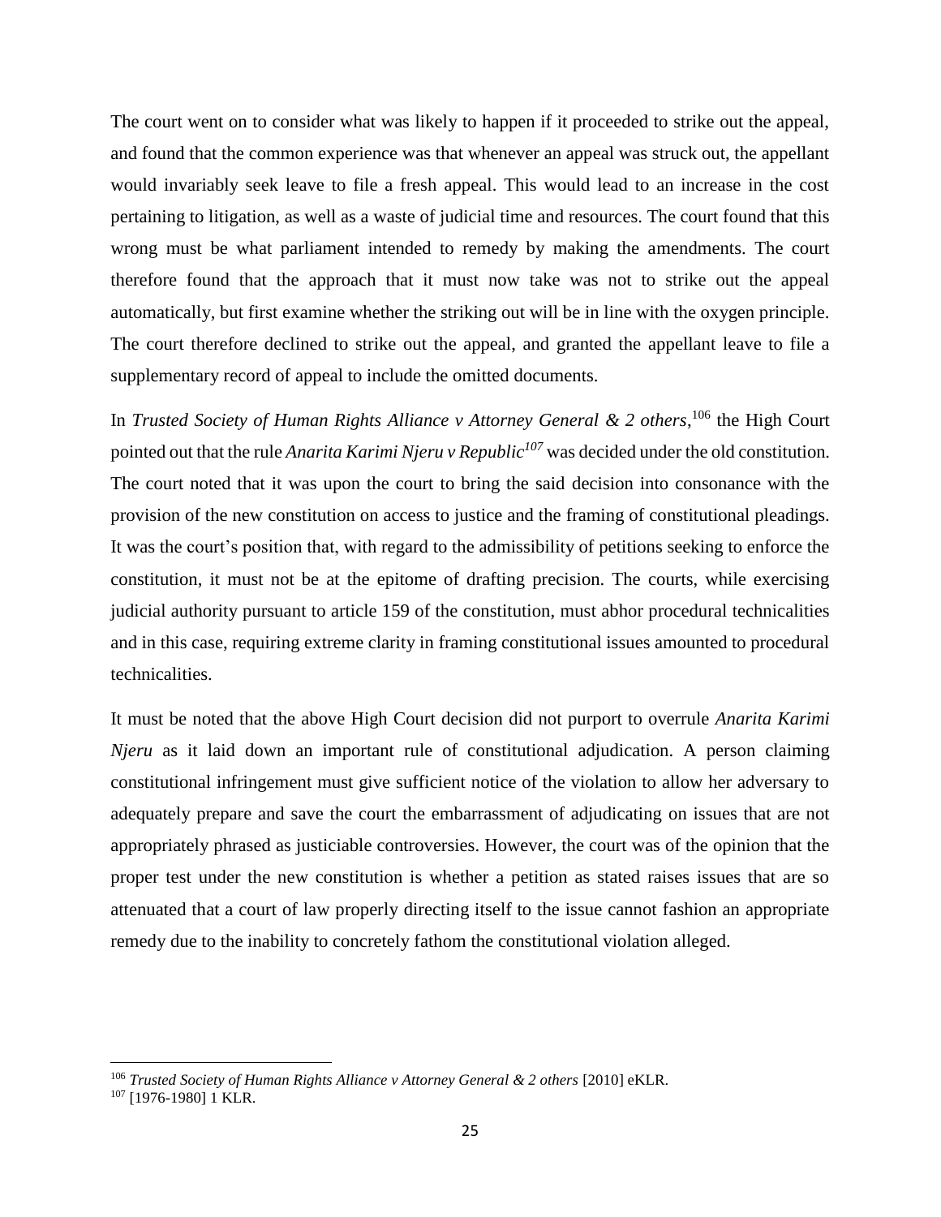The court went on to consider what was likely to happen if it proceeded to strike out the appeal, and found that the common experience was that whenever an appeal was struck out, the appellant would invariably seek leave to file a fresh appeal. This would lead to an increase in the cost pertaining to litigation, as well as a waste of judicial time and resources. The court found that this wrong must be what parliament intended to remedy by making the amendments. The court therefore found that the approach that it must now take was not to strike out the appeal automatically, but first examine whether the striking out will be in line with the oxygen principle. The court therefore declined to strike out the appeal, and granted the appellant leave to file a supplementary record of appeal to include the omitted documents.

In *Trusted Society of Human Rights Alliance v Attorney General & 2 others*,[106] the High Court pointed out that the rule *Anarita Karimi Njeru v Republic*[107] was decided under the old constitution. The court noted that it was upon the court to bring the said decision into consonance with the provision of the new constitution on access to justice and the framing of constitutional pleadings. It was the court's position that, with regard to the admissibility of petitions seeking to enforce the constitution, it must not be at the epitome of drafting precision. The courts, while exercising judicial authority pursuant to article 159 of the constitution, must abhor procedural technicalities and in this case, requiring extreme clarity in framing constitutional issues amounted to procedural technicalities.

It must be noted that the above High Court decision did not purport to overrule *Anarita Karimi Njeru* as it laid down an important rule of constitutional adjudication. A person claiming constitutional infringement must give sufficient notice of the violation to allow her adversary to adequately prepare and save the court the embarrassment of adjudicating on issues that are not appropriately phrased as justiciable controversies. However, the court was of the opinion that the proper test under the new constitution is whether a petition as stated raises issues that are so attenuated that a court of law properly directing itself to the issue cannot fashion an appropriate remedy due to the inability to concretely fathom the constitutional violation alleged.

---

[106] *Trusted Society of Human Rights Alliance v Attorney General & 2 others* [2010] eKLR.

[107] [1976-1980] 1 KLR.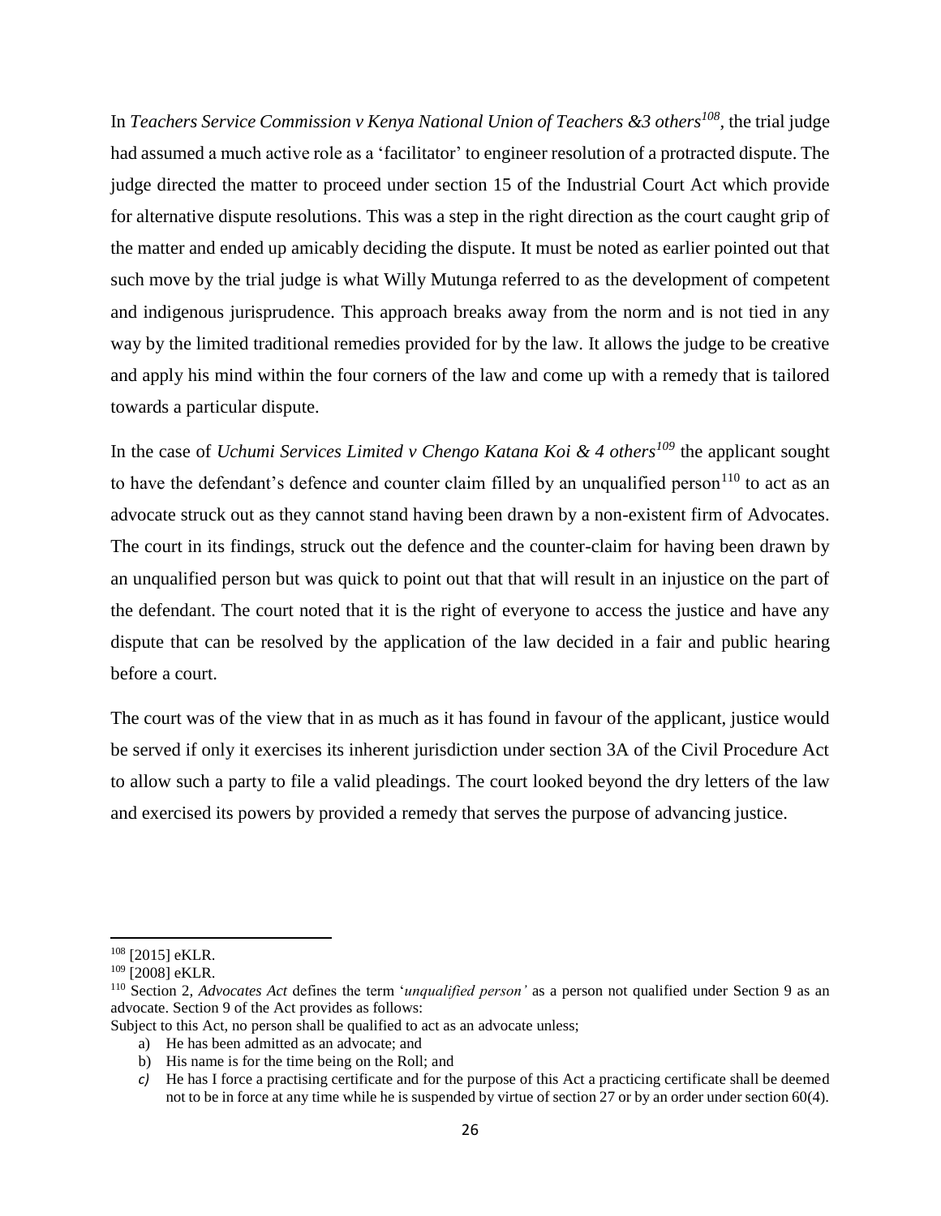In *Teachers Service Commission v Kenya National Union of Teachers &3 others*[108], the trial judge had assumed a much active role as a 'facilitator' to engineer resolution of a protracted dispute. The judge directed the matter to proceed under section 15 of the Industrial Court Act which provide for alternative dispute resolutions. This was a step in the right direction as the court caught grip of the matter and ended up amicably deciding the dispute. It must be noted as earlier pointed out that such move by the trial judge is what Willy Mutunga referred to as the development of competent and indigenous jurisprudence. This approach breaks away from the norm and is not tied in any way by the limited traditional remedies provided for by the law. It allows the judge to be creative and apply his mind within the four corners of the law and come up with a remedy that is tailored towards a particular dispute.

In the case of *Uchumi Services Limited v Chengo Katana Koi & 4 others*[109] the applicant sought to have the defendant's defence and counter claim filled by an unqualified person[110] to act as an advocate struck out as they cannot stand having been drawn by a non-existent firm of Advocates. The court in its findings, struck out the defence and the counter-claim for having been drawn by an unqualified person but was quick to point out that that will result in an injustice on the part of the defendant. The court noted that it is the right of everyone to access the justice and have any dispute that can be resolved by the application of the law decided in a fair and public hearing before a court.

The court was of the view that in as much as it has found in favour of the applicant, justice would be served if only it exercises its inherent jurisdiction under section 3A of the Civil Procedure Act to allow such a party to file a valid pleadings. The court looked beyond the dry letters of the law and exercised its powers by provided a remedy that serves the purpose of advancing justice.

---

[108] [2015] eKLR.

[109] [2008] eKLR.

[110] Section 2, *Advocates Act* defines the term '*unqualified person'* as a person not qualified under Section 9 as an advocate. Section 9 of the Act provides as follows:

Subject to this Act, no person shall be qualified to act as an advocate unless;

a) He has been admitted as an advocate; and
b) His name is for the time being on the Roll; and
*c)* He has I force a practising certificate and for the purpose of this Act a practicing certificate shall be deemed not to be in force at any time while he is suspended by virtue of section 27 or by an order under section 60(4).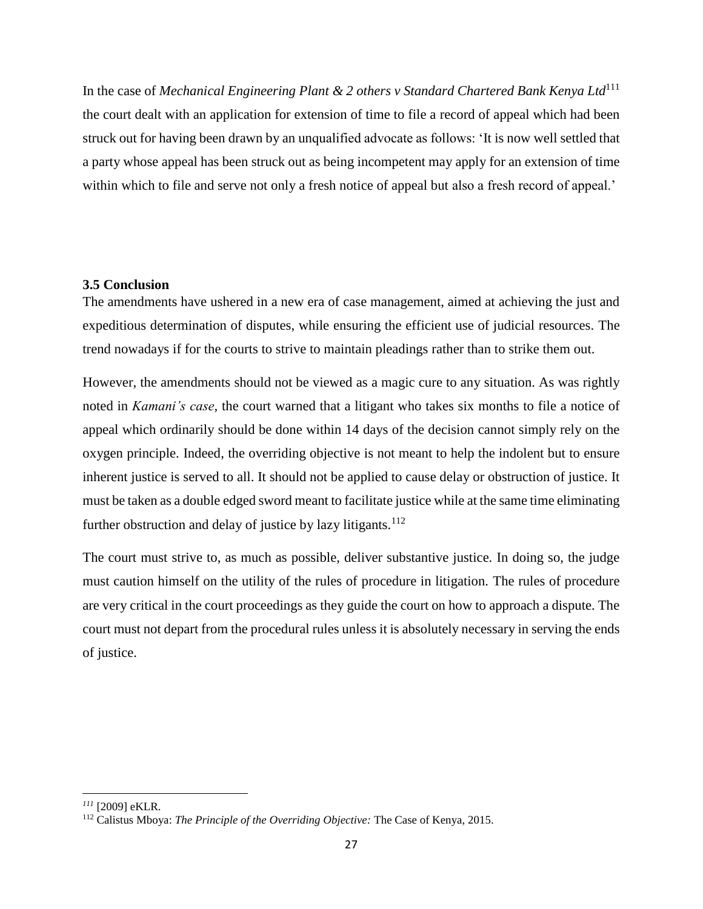In the case of *Mechanical Engineering Plant & 2 others v Standard Chartered Bank Kenya Ltd*[111] the court dealt with an application for extension of time to file a record of appeal which had been struck out for having been drawn by an unqualified advocate as follows: 'It is now well settled that a party whose appeal has been struck out as being incompetent may apply for an extension of time within which to file and serve not only a fresh notice of appeal but also a fresh record of appeal.'

### 3.5 Conclusion

The amendments have ushered in a new era of case management, aimed at achieving the just and expeditious determination of disputes, while ensuring the efficient use of judicial resources. The trend nowadays if for the courts to strive to maintain pleadings rather than to strike them out.

However, the amendments should not be viewed as a magic cure to any situation. As was rightly noted in *Kamani's case*, the court warned that a litigant who takes six months to file a notice of appeal which ordinarily should be done within 14 days of the decision cannot simply rely on the oxygen principle. Indeed, the overriding objective is not meant to help the indolent but to ensure inherent justice is served to all. It should not be applied to cause delay or obstruction of justice. It must be taken as a double edged sword meant to facilitate justice while at the same time eliminating further obstruction and delay of justice by lazy litigants.[112]

The court must strive to, as much as possible, deliver substantive justice. In doing so, the judge must caution himself on the utility of the rules of procedure in litigation. The rules of procedure are very critical in the court proceedings as they guide the court on how to approach a dispute. The court must not depart from the procedural rules unless it is absolutely necessary in serving the ends of justice.

---

[111] [2009] eKLR.

[112] Calistus Mboya: *The Principle of the Overriding Objective:* The Case of Kenya, 2015.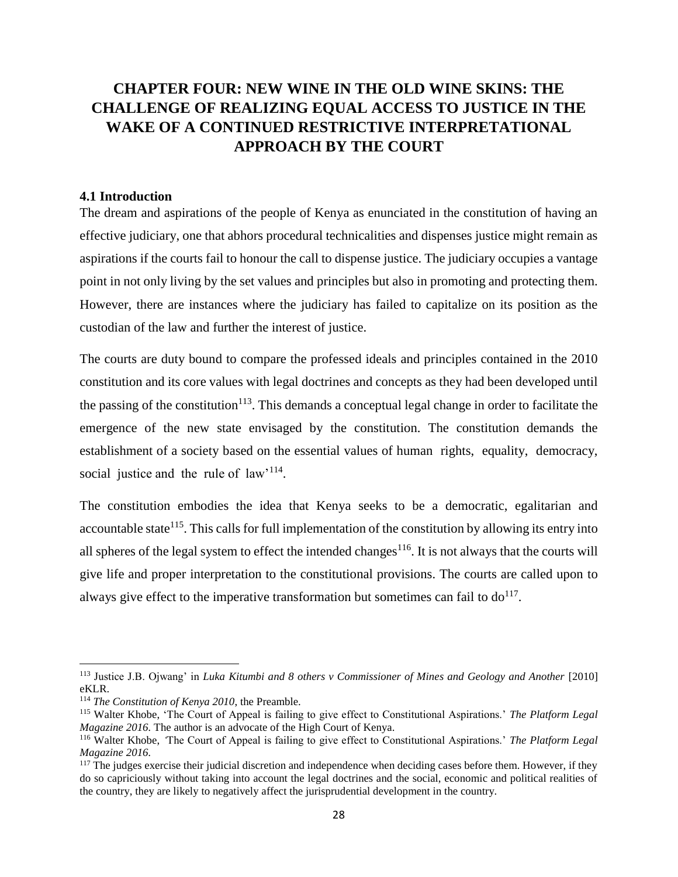# CHAPTER FOUR: NEW WINE IN THE OLD WINE SKINS: THE CHALLENGE OF REALIZING EQUAL ACCESS TO JUSTICE IN THE WAKE OF A CONTINUED RESTRICTIVE INTERPRETATIONAL APPROACH BY THE COURT

### 4.1 Introduction

The dream and aspirations of the people of Kenya as enunciated in the constitution of having an effective judiciary, one that abhors procedural technicalities and dispenses justice might remain as aspirations if the courts fail to honour the call to dispense justice. The judiciary occupies a vantage point in not only living by the set values and principles but also in promoting and protecting them. However, there are instances where the judiciary has failed to capitalize on its position as the custodian of the law and further the interest of justice.

The courts are duty bound to compare the professed ideals and principles contained in the 2010 constitution and its core values with legal doctrines and concepts as they had been developed until the passing of the constitution[113]. This demands a conceptual legal change in order to facilitate the emergence of the new state envisaged by the constitution. The constitution demands the establishment of a society based on the essential values of human rights, equality, democracy, social justice and the rule of law'[114].

The constitution embodies the idea that Kenya seeks to be a democratic, egalitarian and accountable state[115]. This calls for full implementation of the constitution by allowing its entry into all spheres of the legal system to effect the intended changes[116]. It is not always that the courts will give life and proper interpretation to the constitutional provisions. The courts are called upon to always give effect to the imperative transformation but sometimes can fail to do[117].

---

[113] Justice J.B. Ojwang' in *Luka Kitumbi and 8 others v Commissioner of Mines and Geology and Another* [2010] eKLR.

[114] *The Constitution of Kenya 2010*, the Preamble.

[115] Walter Khobe, 'The Court of Appeal is failing to give effect to Constitutional Aspirations.' *The Platform Legal Magazine 2016*. The author is an advocate of the High Court of Kenya.

[116] Walter Khobe, 'The Court of Appeal is failing to give effect to Constitutional Aspirations.' *The Platform Legal Magazine 2016*.

[117] The judges exercise their judicial discretion and independence when deciding cases before them. However, if they do so capriciously without taking into account the legal doctrines and the social, economic and political realities of the country, they are likely to negatively affect the jurisprudential development in the country.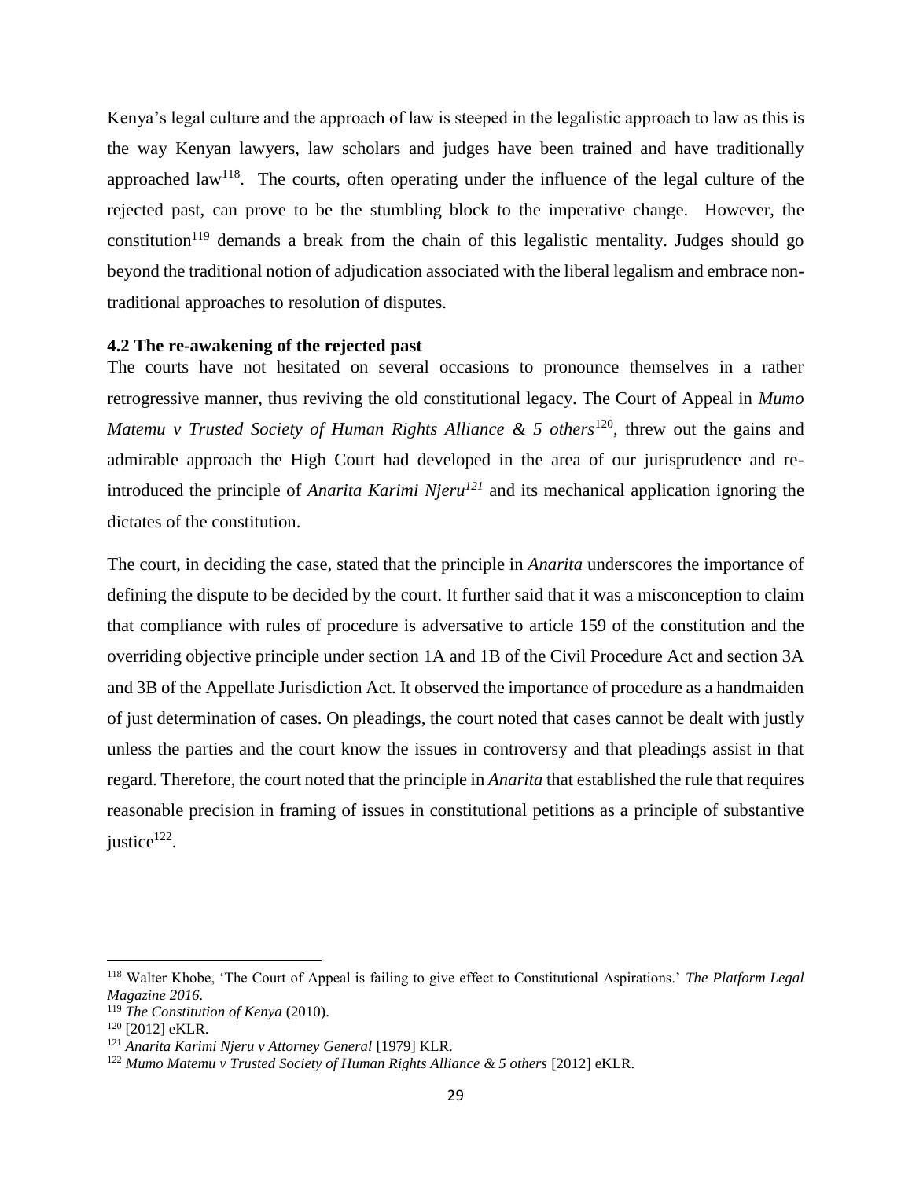Kenya's legal culture and the approach of law is steeped in the legalistic approach to law as this is the way Kenyan lawyers, law scholars and judges have been trained and have traditionally approached law[118]. The courts, often operating under the influence of the legal culture of the rejected past, can prove to be the stumbling block to the imperative change. However, the constitution[119] demands a break from the chain of this legalistic mentality. Judges should go beyond the traditional notion of adjudication associated with the liberal legalism and embrace non-traditional approaches to resolution of disputes.

### 4.2 The re-awakening of the rejected past

The courts have not hesitated on several occasions to pronounce themselves in a rather retrogressive manner, thus reviving the old constitutional legacy. The Court of Appeal in *Mumo Matemu v Trusted Society of Human Rights Alliance & 5 others*[120], threw out the gains and admirable approach the High Court had developed in the area of our jurisprudence and re-introduced the principle of *Anarita Karimi Njeru*[121] and its mechanical application ignoring the dictates of the constitution.

The court, in deciding the case, stated that the principle in *Anarita* underscores the importance of defining the dispute to be decided by the court. It further said that it was a misconception to claim that compliance with rules of procedure is adversative to article 159 of the constitution and the overriding objective principle under section 1A and 1B of the Civil Procedure Act and section 3A and 3B of the Appellate Jurisdiction Act. It observed the importance of procedure as a handmaiden of just determination of cases. On pleadings, the court noted that cases cannot be dealt with justly unless the parties and the court know the issues in controversy and that pleadings assist in that regard. Therefore, the court noted that the principle in *Anarita* that established the rule that requires reasonable precision in framing of issues in constitutional petitions as a principle of substantive justice[122].

---

[118] Walter Khobe, 'The Court of Appeal is failing to give effect to Constitutional Aspirations.' *The Platform Legal Magazine 2016*.

[119] *The Constitution of Kenya* (2010).

[120] [2012] eKLR.

[121] *Anarita Karimi Njeru v Attorney General* [1979] KLR.

[122] *Mumo Matemu v Trusted Society of Human Rights Alliance & 5 others* [2012] eKLR.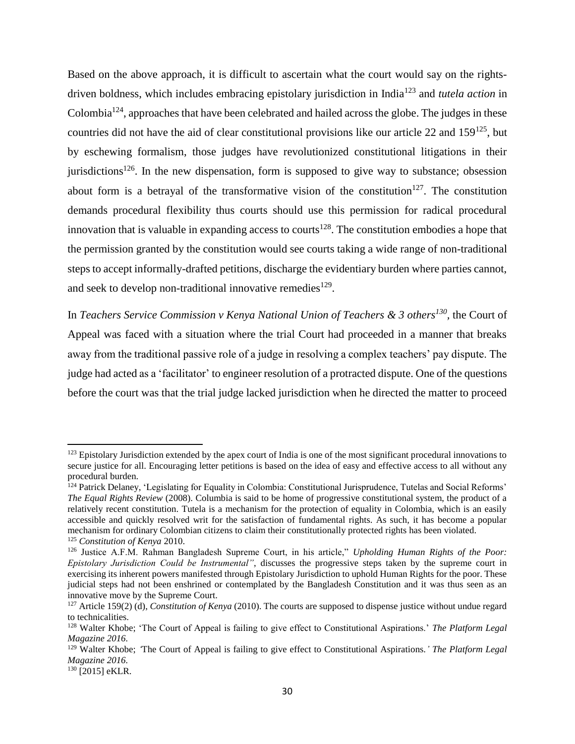Based on the above approach, it is difficult to ascertain what the court would say on the rights-driven boldness, which includes embracing epistolary jurisdiction in India[123] and *tutela action* in Colombia[124], approaches that have been celebrated and hailed across the globe. The judges in these countries did not have the aid of clear constitutional provisions like our article 22 and 159[125], but by eschewing formalism, those judges have revolutionized constitutional litigations in their jurisdictions[126]. In the new dispensation, form is supposed to give way to substance; obsession about form is a betrayal of the transformative vision of the constitution[127]. The constitution demands procedural flexibility thus courts should use this permission for radical procedural innovation that is valuable in expanding access to courts[128]. The constitution embodies a hope that the permission granted by the constitution would see courts taking a wide range of non-traditional steps to accept informally-drafted petitions, discharge the evidentiary burden where parties cannot, and seek to develop non-traditional innovative remedies[129].

In *Teachers Service Commission v Kenya National Union of Teachers & 3 others[130]*, the Court of Appeal was faced with a situation where the trial Court had proceeded in a manner that breaks away from the traditional passive role of a judge in resolving a complex teachers' pay dispute. The judge had acted as a 'facilitator' to engineer resolution of a protracted dispute. One of the questions before the court was that the trial judge lacked jurisdiction when he directed the matter to proceed

---

[123] Epistolary Jurisdiction extended by the apex court of India is one of the most significant procedural innovations to secure justice for all. Encouraging letter petitions is based on the idea of easy and effective access to all without any procedural burden.

[124] Patrick Delaney, 'Legislating for Equality in Colombia: Constitutional Jurisprudence, Tutelas and Social Reforms' *The Equal Rights Review* (2008). Columbia is said to be home of progressive constitutional system, the product of a relatively recent constitution. Tutela is a mechanism for the protection of equality in Colombia, which is an easily accessible and quickly resolved writ for the satisfaction of fundamental rights. As such, it has become a popular mechanism for ordinary Colombian citizens to claim their constitutionally protected rights has been violated.

[125] *Constitution of Kenya* 2010.

[126] Justice A.F.M. Rahman Bangladesh Supreme Court, in his article," *Upholding Human Rights of the Poor: Epistolary Jurisdiction Could be Instrumental"*, discusses the progressive steps taken by the supreme court in exercising its inherent powers manifested through Epistolary Jurisdiction to uphold Human Rights for the poor. These judicial steps had not been enshrined or contemplated by the Bangladesh Constitution and it was thus seen as an innovative move by the Supreme Court.

[127] Article 159(2) (d), *Constitution of Kenya* (2010). The courts are supposed to dispense justice without undue regard to technicalities.

[128] Walter Khobe; 'The Court of Appeal is failing to give effect to Constitutional Aspirations.' *The Platform Legal Magazine 2016*.

[129] Walter Khobe; *'*The Court of Appeal is failing to give effect to Constitutional Aspirations.*' The Platform Legal Magazine 2016.*

[130] [2015] eKLR.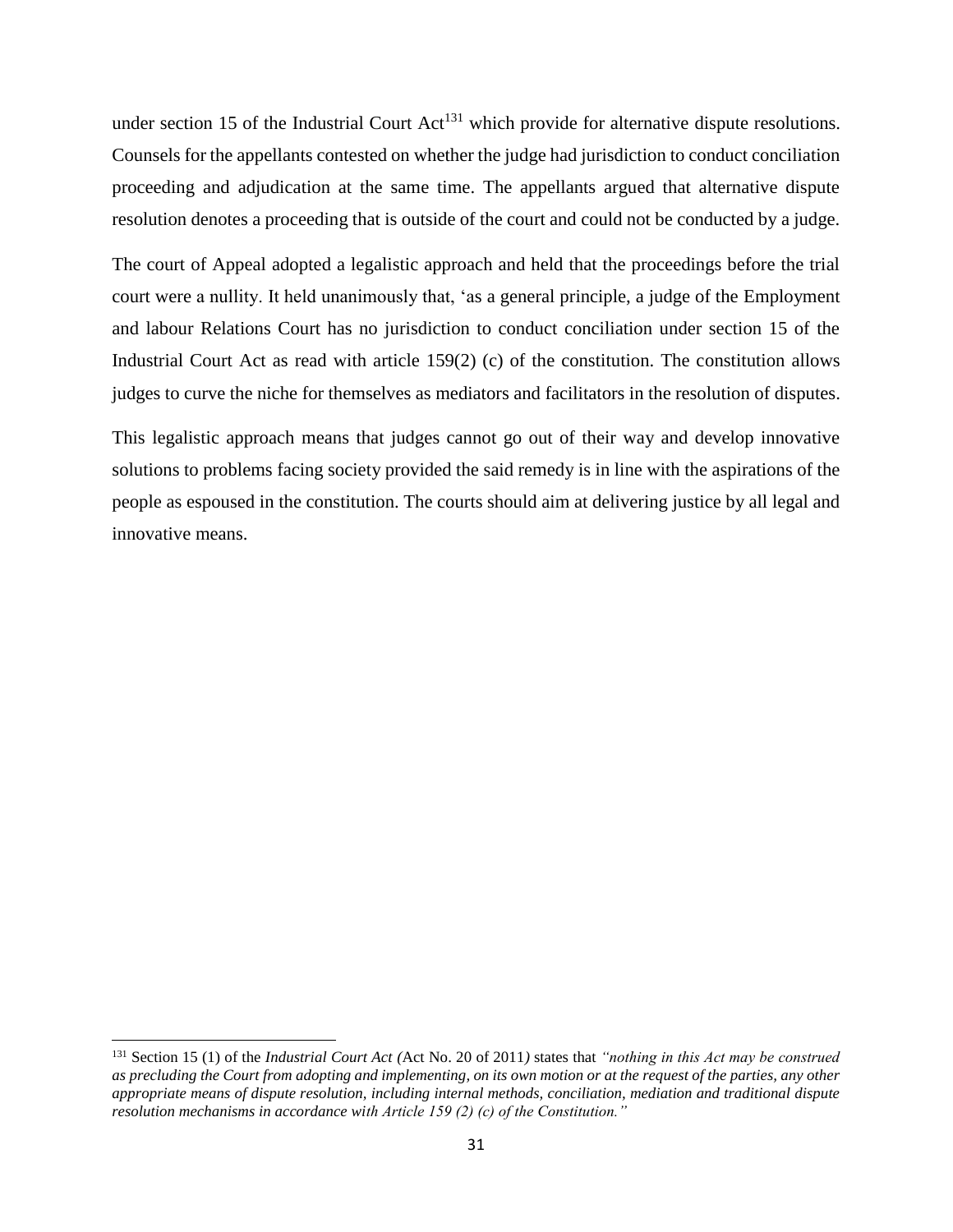under section 15 of the Industrial Court Act[131] which provide for alternative dispute resolutions. Counsels for the appellants contested on whether the judge had jurisdiction to conduct conciliation proceeding and adjudication at the same time. The appellants argued that alternative dispute resolution denotes a proceeding that is outside of the court and could not be conducted by a judge.

The court of Appeal adopted a legalistic approach and held that the proceedings before the trial court were a nullity. It held unanimously that, 'as a general principle, a judge of the Employment and labour Relations Court has no jurisdiction to conduct conciliation under section 15 of the Industrial Court Act as read with article 159(2) (c) of the constitution. The constitution allows judges to curve the niche for themselves as mediators and facilitators in the resolution of disputes.

This legalistic approach means that judges cannot go out of their way and develop innovative solutions to problems facing society provided the said remedy is in line with the aspirations of the people as espoused in the constitution. The courts should aim at delivering justice by all legal and innovative means.

---

[131] Section 15 (1) of the *Industrial Court Act (*Act No. 20 of 2011*)* states that *"nothing in this Act may be construed as precluding the Court from adopting and implementing, on its own motion or at the request of the parties, any other appropriate means of dispute resolution, including internal methods, conciliation, mediation and traditional dispute resolution mechanisms in accordance with Article 159 (2) (c) of the Constitution."*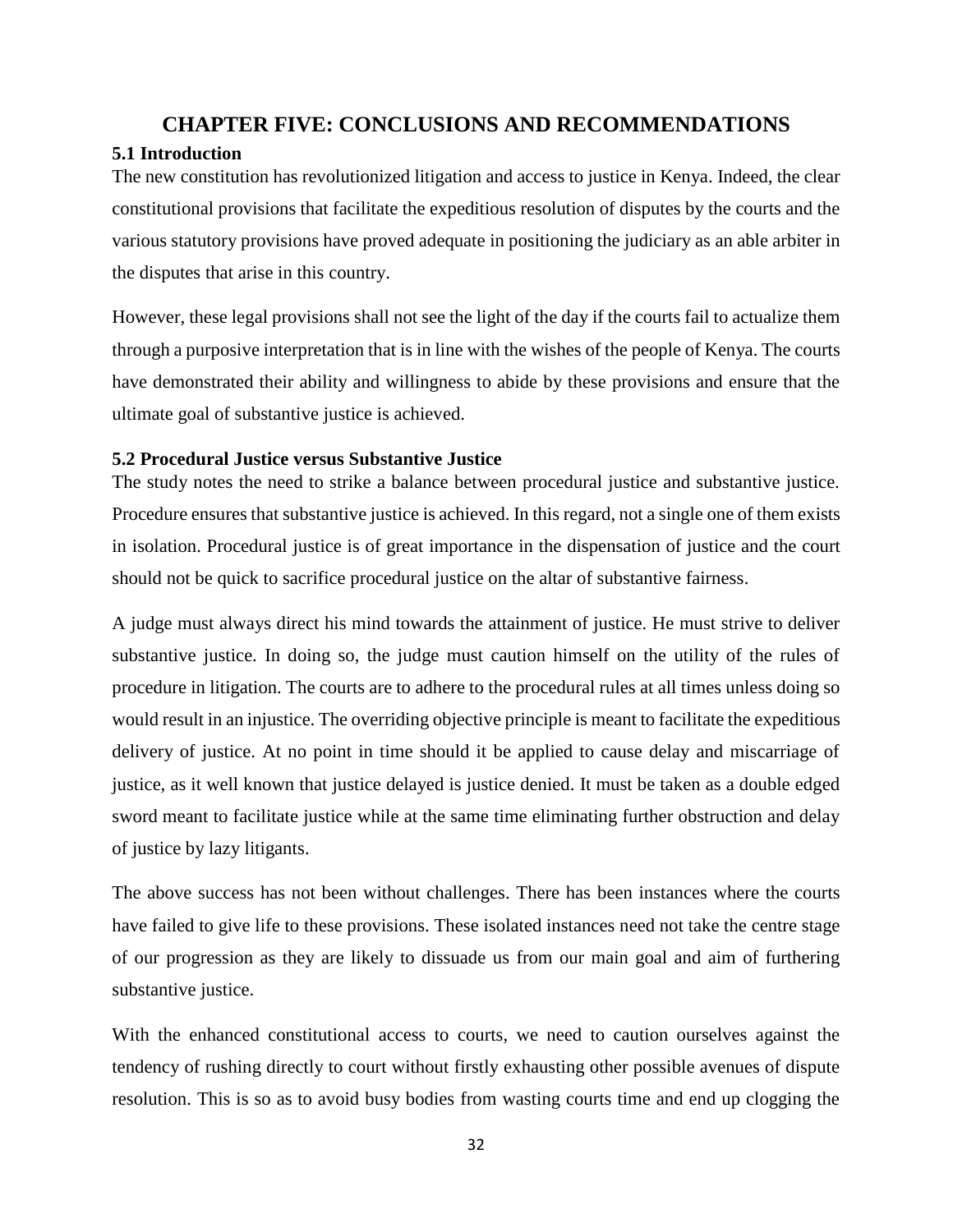# CHAPTER FIVE: CONCLUSIONS AND RECOMMENDATIONS

## 5.1 Introduction

The new constitution has revolutionized litigation and access to justice in Kenya. Indeed, the clear constitutional provisions that facilitate the expeditious resolution of disputes by the courts and the various statutory provisions have proved adequate in positioning the judiciary as an able arbiter in the disputes that arise in this country.

However, these legal provisions shall not see the light of the day if the courts fail to actualize them through a purposive interpretation that is in line with the wishes of the people of Kenya. The courts have demonstrated their ability and willingness to abide by these provisions and ensure that the ultimate goal of substantive justice is achieved.

## 5.2 Procedural Justice versus Substantive Justice

The study notes the need to strike a balance between procedural justice and substantive justice. Procedure ensures that substantive justice is achieved. In this regard, not a single one of them exists in isolation. Procedural justice is of great importance in the dispensation of justice and the court should not be quick to sacrifice procedural justice on the altar of substantive fairness.

A judge must always direct his mind towards the attainment of justice. He must strive to deliver substantive justice. In doing so, the judge must caution himself on the utility of the rules of procedure in litigation. The courts are to adhere to the procedural rules at all times unless doing so would result in an injustice. The overriding objective principle is meant to facilitate the expeditious delivery of justice. At no point in time should it be applied to cause delay and miscarriage of justice, as it well known that justice delayed is justice denied. It must be taken as a double edged sword meant to facilitate justice while at the same time eliminating further obstruction and delay of justice by lazy litigants.

The above success has not been without challenges. There has been instances where the courts have failed to give life to these provisions. These isolated instances need not take the centre stage of our progression as they are likely to dissuade us from our main goal and aim of furthering substantive justice.

With the enhanced constitutional access to courts, we need to caution ourselves against the tendency of rushing directly to court without firstly exhausting other possible avenues of dispute resolution. This is so as to avoid busy bodies from wasting courts time and end up clogging the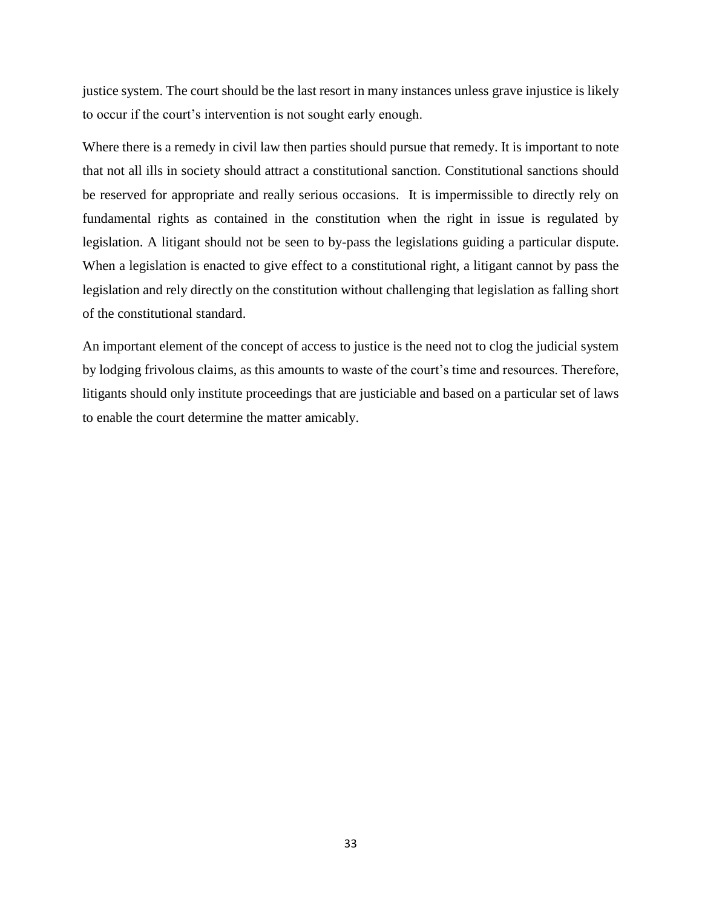justice system. The court should be the last resort in many instances unless grave injustice is likely to occur if the court's intervention is not sought early enough.

Where there is a remedy in civil law then parties should pursue that remedy. It is important to note that not all ills in society should attract a constitutional sanction. Constitutional sanctions should be reserved for appropriate and really serious occasions. It is impermissible to directly rely on fundamental rights as contained in the constitution when the right in issue is regulated by legislation. A litigant should not be seen to by-pass the legislations guiding a particular dispute. When a legislation is enacted to give effect to a constitutional right, a litigant cannot by pass the legislation and rely directly on the constitution without challenging that legislation as falling short of the constitutional standard.

An important element of the concept of access to justice is the need not to clog the judicial system by lodging frivolous claims, as this amounts to waste of the court's time and resources. Therefore, litigants should only institute proceedings that are justiciable and based on a particular set of laws to enable the court determine the matter amicably.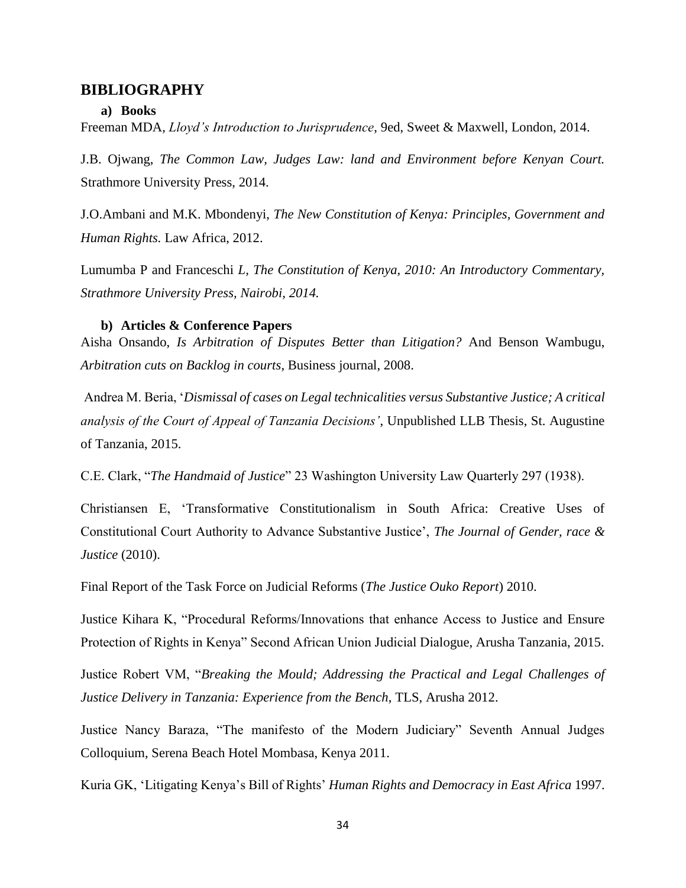## BIBLIOGRAPHY

### a) Books

Freeman MDA, *Lloyd's Introduction to Jurisprudence*, 9ed, Sweet & Maxwell, London, 2014.

J.B. Ojwang, *The Common Law, Judges Law: land and Environment before Kenyan Court.* Strathmore University Press, 2014.

J.O.Ambani and M.K. Mbondenyi, *The New Constitution of Kenya: Principles, Government and Human Rights.* Law Africa, 2012.

Lumumba P and Franceschi *L*, *The Constitution of Kenya, 2010: An Introductory Commentary, Strathmore University Press, Nairobi, 2014.*

### b) Articles & Conference Papers

Aisha Onsando, *Is Arbitration of Disputes Better than Litigation?* And Benson Wambugu, *Arbitration cuts on Backlog in courts*, Business journal, 2008.

Andrea M. Beria, '*Dismissal of cases on Legal technicalities versus Substantive Justice; A critical analysis of the Court of Appeal of Tanzania Decisions'*, Unpublished LLB Thesis, St. Augustine of Tanzania, 2015.

C.E. Clark, "*The Handmaid of Justice*" 23 Washington University Law Quarterly 297 (1938).

Christiansen E, 'Transformative Constitutionalism in South Africa: Creative Uses of Constitutional Court Authority to Advance Substantive Justice', *The Journal of Gender, race & Justice* (2010).

Final Report of the Task Force on Judicial Reforms (*The Justice Ouko Report*) 2010.

Justice Kihara K, "Procedural Reforms/Innovations that enhance Access to Justice and Ensure Protection of Rights in Kenya" Second African Union Judicial Dialogue, Arusha Tanzania, 2015.

Justice Robert VM, "*Breaking the Mould; Addressing the Practical and Legal Challenges of Justice Delivery in Tanzania: Experience from the Bench*, TLS, Arusha 2012.

Justice Nancy Baraza, "The manifesto of the Modern Judiciary" Seventh Annual Judges Colloquium, Serena Beach Hotel Mombasa, Kenya 2011.

Kuria GK, 'Litigating Kenya's Bill of Rights' *Human Rights and Democracy in East Africa* 1997.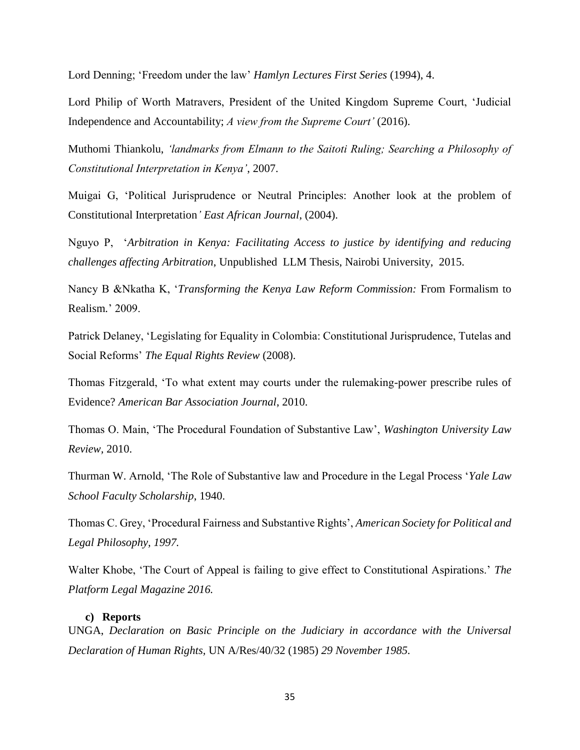Lord Denning; 'Freedom under the law' *Hamlyn Lectures First Series* (1994), 4.

Lord Philip of Worth Matravers, President of the United Kingdom Supreme Court, 'Judicial Independence and Accountability; *A view from the Supreme Court'* (2016).

Muthomi Thiankolu, *'landmarks from Elmann to the Saitoti Ruling; Searching a Philosophy of Constitutional Interpretation in Kenya'*, 2007.

Muigai G, 'Political Jurisprudence or Neutral Principles: Another look at the problem of Constitutional Interpretation*' East African Journal*, (2004).

Nguyo P, '*Arbitration in Kenya: Facilitating Access to justice by identifying and reducing challenges affecting Arbitration*, Unpublished LLM Thesis, Nairobi University, 2015.

Nancy B &Nkatha K, '*Transforming the Kenya Law Reform Commission:* From Formalism to Realism.' 2009.

Patrick Delaney, 'Legislating for Equality in Colombia: Constitutional Jurisprudence, Tutelas and Social Reforms' *The Equal Rights Review* (2008).

Thomas Fitzgerald, 'To what extent may courts under the rulemaking-power prescribe rules of Evidence? *American Bar Association Journal*, 2010.

Thomas O. Main, 'The Procedural Foundation of Substantive Law', *Washington University Law Review*, 2010.

Thurman W. Arnold, 'The Role of Substantive law and Procedure in the Legal Process '*Yale Law School Faculty Scholarship*, 1940.

Thomas C. Grey, 'Procedural Fairness and Substantive Rights', *American Society for Political and Legal Philosophy, 1997.*

Walter Khobe, 'The Court of Appeal is failing to give effect to Constitutional Aspirations.' *The Platform Legal Magazine 2016.*

### c) Reports

UNGA, *Declaration on Basic Principle on the Judiciary in accordance with the Universal Declaration of Human Rights,* UN A/Res/40/32 (1985) *29 November 1985.*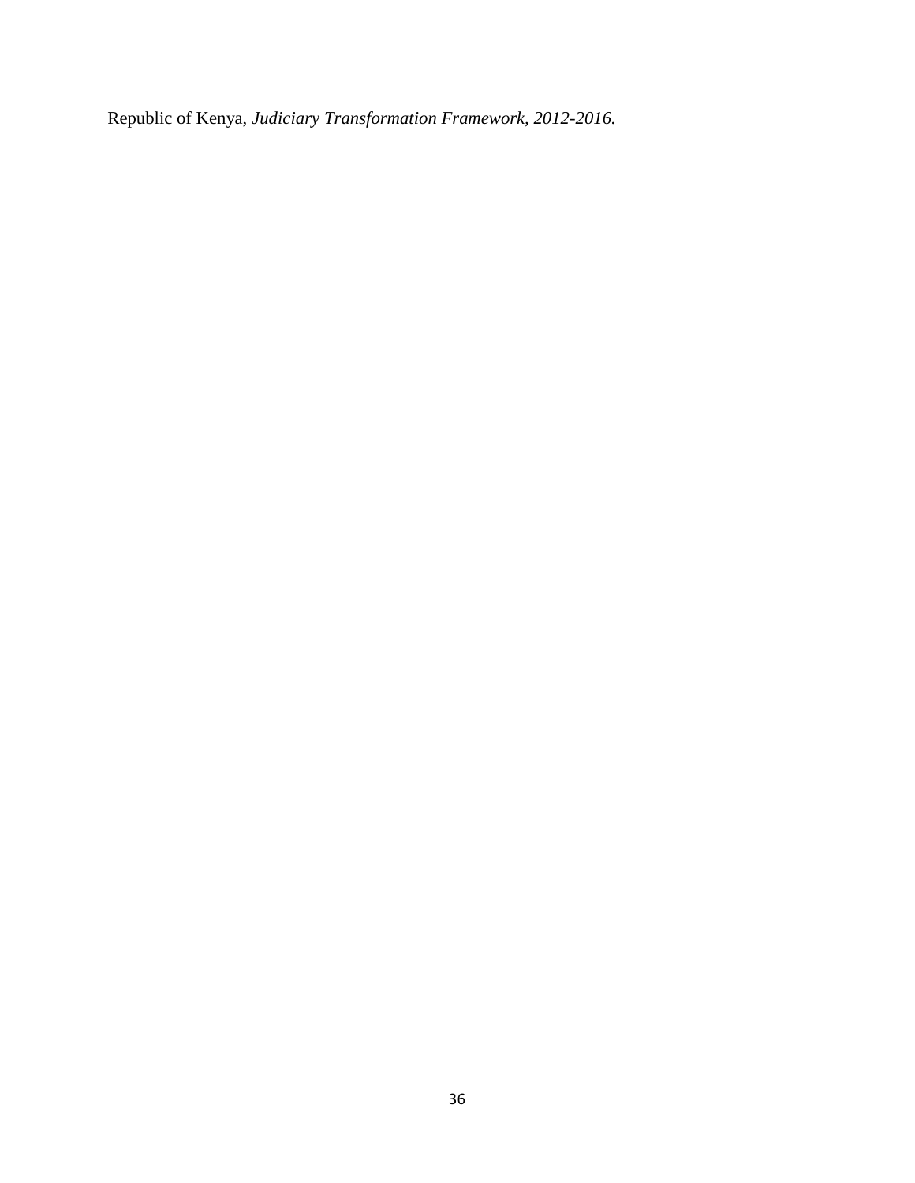Republic of Kenya, *Judiciary Transformation Framework, 2012-2016.*